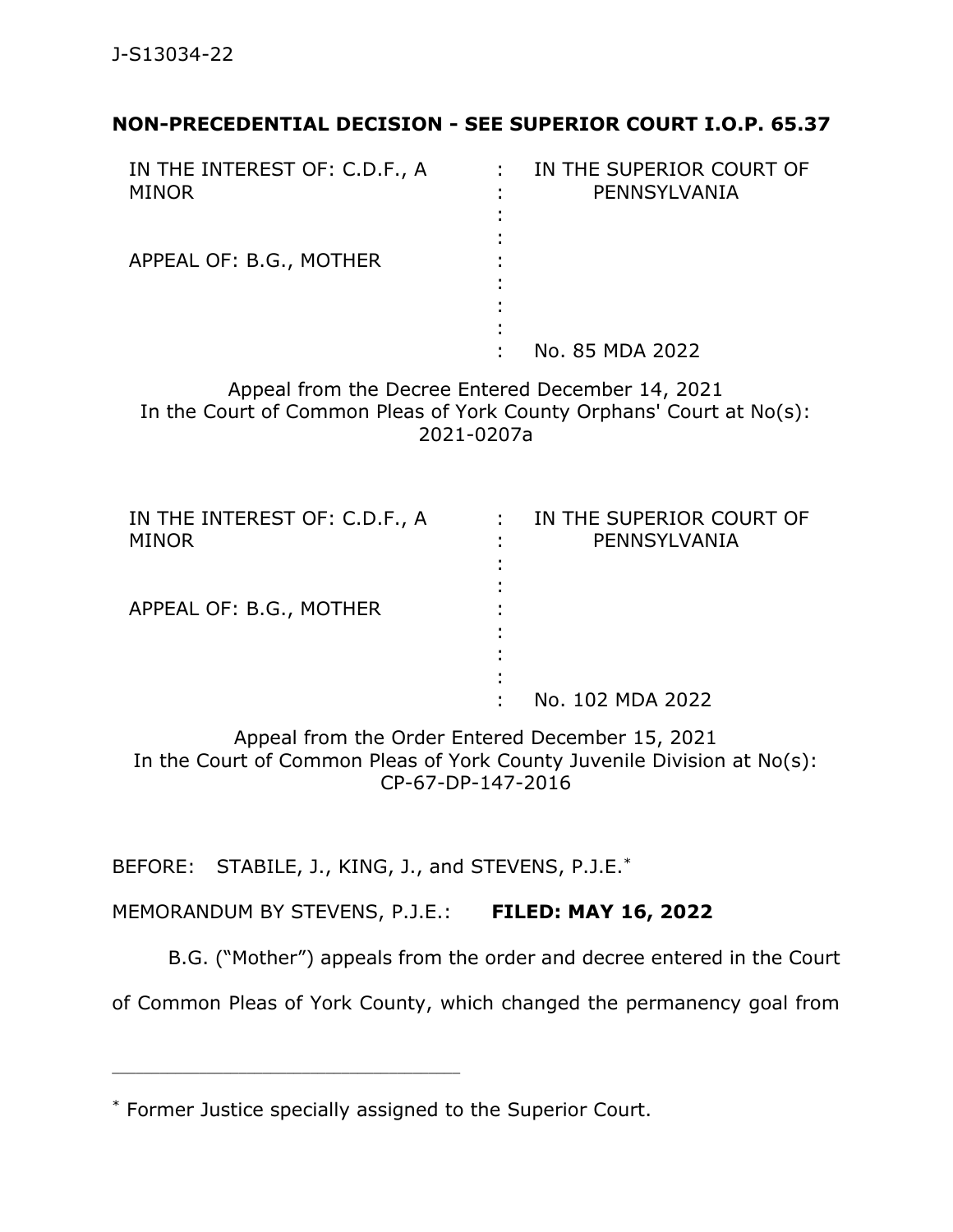**NON-PRECEDENTIAL DECISION - SEE SUPERIOR COURT I.O.P. 65.37**

| | | |
|---|---|---|
| IN THE INTEREST OF: C.D.F., A MINOR | : | IN THE SUPERIOR COURT OF PENNSYLVANIA |
| | : | |
| APPEAL OF: B.G., MOTHER | : | |
| | : | No. 85 MDA 2022 |

Appeal from the Decree Entered December 14, 2021
In the Court of Common Pleas of York County Orphans' Court at No(s): 2021-0207a

| | | |
|---|---|---|
| IN THE INTEREST OF: C.D.F., A MINOR | : | IN THE SUPERIOR COURT OF PENNSYLVANIA |
| | : | |
| APPEAL OF: B.G., MOTHER | : | |
| | : | No. 102 MDA 2022 |

Appeal from the Order Entered December 15, 2021
In the Court of Common Pleas of York County Juvenile Division at No(s): CP-67-DP-147-2016

BEFORE: STABILE, J., KING, J., and STEVENS, P.J.E.*

MEMORANDUM BY STEVENS, P.J.E.: **FILED: MAY 16, 2022**

B.G. ("Mother") appeals from the order and decree entered in the Court of Common Pleas of York County, which changed the permanency goal from

---

* Former Justice specially assigned to the Superior Court.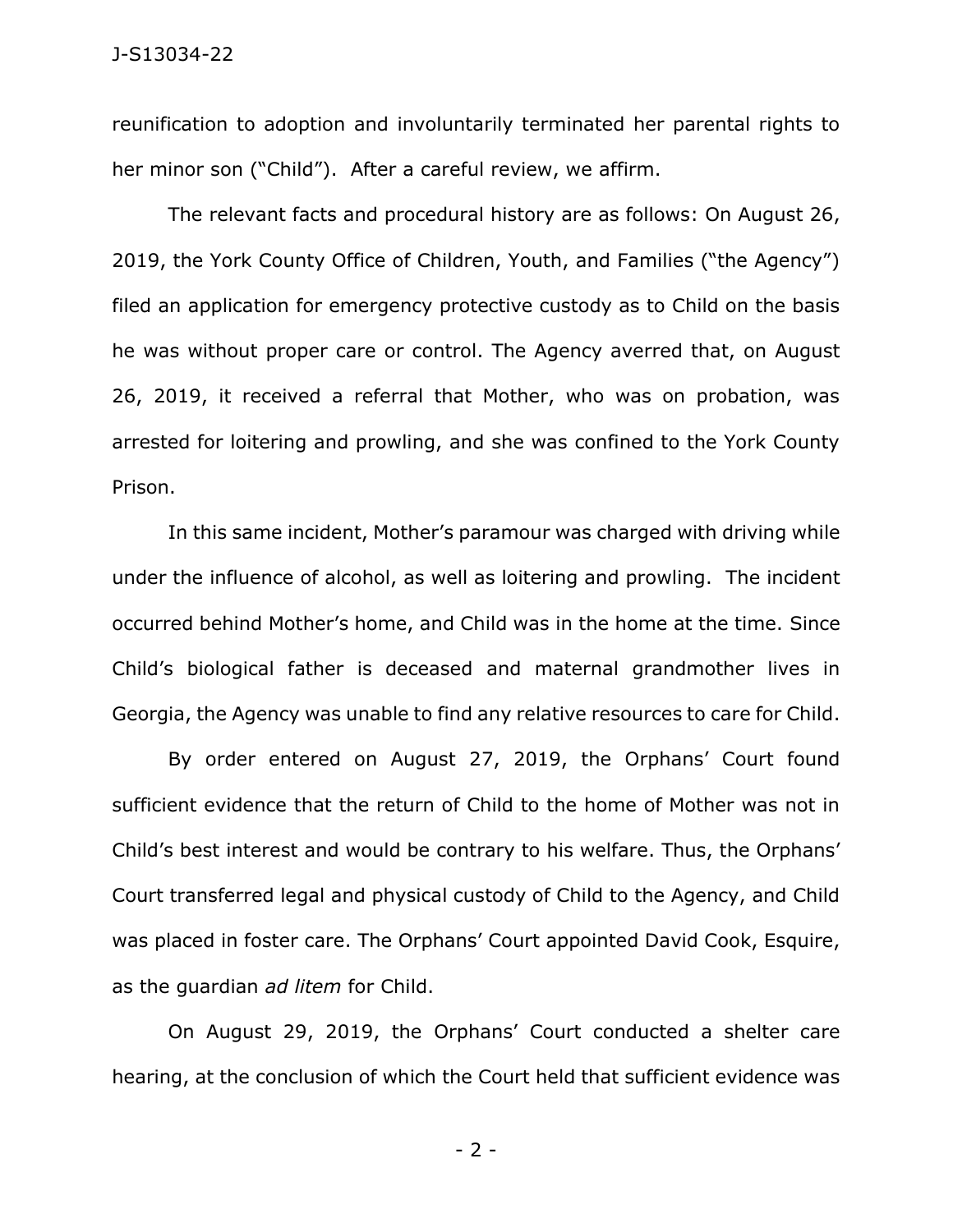reunification to adoption and involuntarily terminated her parental rights to her minor son ("Child"). After a careful review, we affirm.

The relevant facts and procedural history are as follows: On August 26, 2019, the York County Office of Children, Youth, and Families ("the Agency") filed an application for emergency protective custody as to Child on the basis he was without proper care or control. The Agency averred that, on August 26, 2019, it received a referral that Mother, who was on probation, was arrested for loitering and prowling, and she was confined to the York County Prison.

In this same incident, Mother's paramour was charged with driving while under the influence of alcohol, as well as loitering and prowling. The incident occurred behind Mother's home, and Child was in the home at the time. Since Child's biological father is deceased and maternal grandmother lives in Georgia, the Agency was unable to find any relative resources to care for Child.

By order entered on August 27, 2019, the Orphans' Court found sufficient evidence that the return of Child to the home of Mother was not in Child's best interest and would be contrary to his welfare. Thus, the Orphans' Court transferred legal and physical custody of Child to the Agency, and Child was placed in foster care. The Orphans' Court appointed David Cook, Esquire, as the guardian *ad litem* for Child.

On August 29, 2019, the Orphans' Court conducted a shelter care hearing, at the conclusion of which the Court held that sufficient evidence was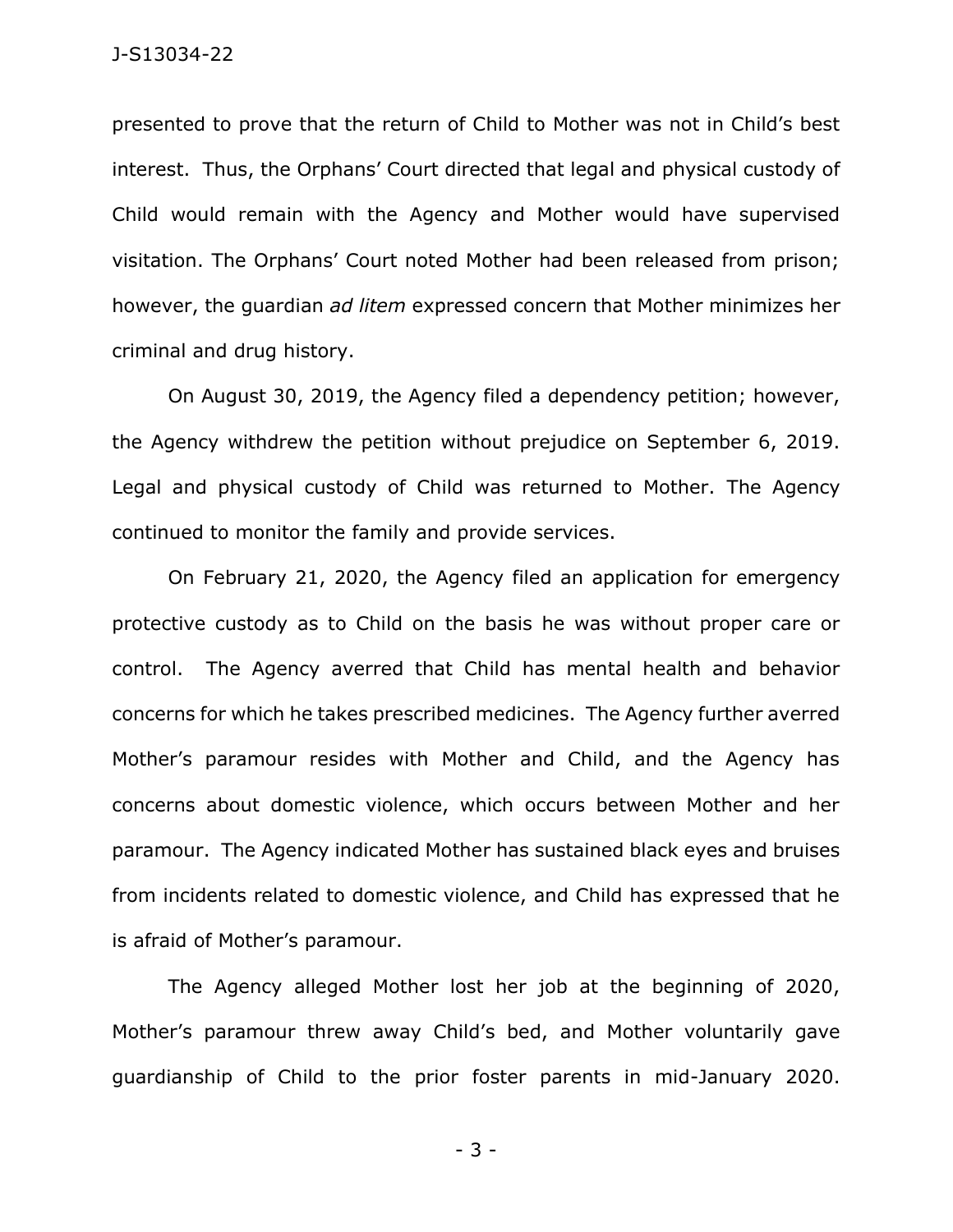presented to prove that the return of Child to Mother was not in Child's best interest. Thus, the Orphans' Court directed that legal and physical custody of Child would remain with the Agency and Mother would have supervised visitation. The Orphans' Court noted Mother had been released from prison; however, the guardian *ad litem* expressed concern that Mother minimizes her criminal and drug history.

On August 30, 2019, the Agency filed a dependency petition; however, the Agency withdrew the petition without prejudice on September 6, 2019. Legal and physical custody of Child was returned to Mother. The Agency continued to monitor the family and provide services.

On February 21, 2020, the Agency filed an application for emergency protective custody as to Child on the basis he was without proper care or control. The Agency averred that Child has mental health and behavior concerns for which he takes prescribed medicines. The Agency further averred Mother's paramour resides with Mother and Child, and the Agency has concerns about domestic violence, which occurs between Mother and her paramour. The Agency indicated Mother has sustained black eyes and bruises from incidents related to domestic violence, and Child has expressed that he is afraid of Mother's paramour.

The Agency alleged Mother lost her job at the beginning of 2020, Mother's paramour threw away Child's bed, and Mother voluntarily gave guardianship of Child to the prior foster parents in mid-January 2020.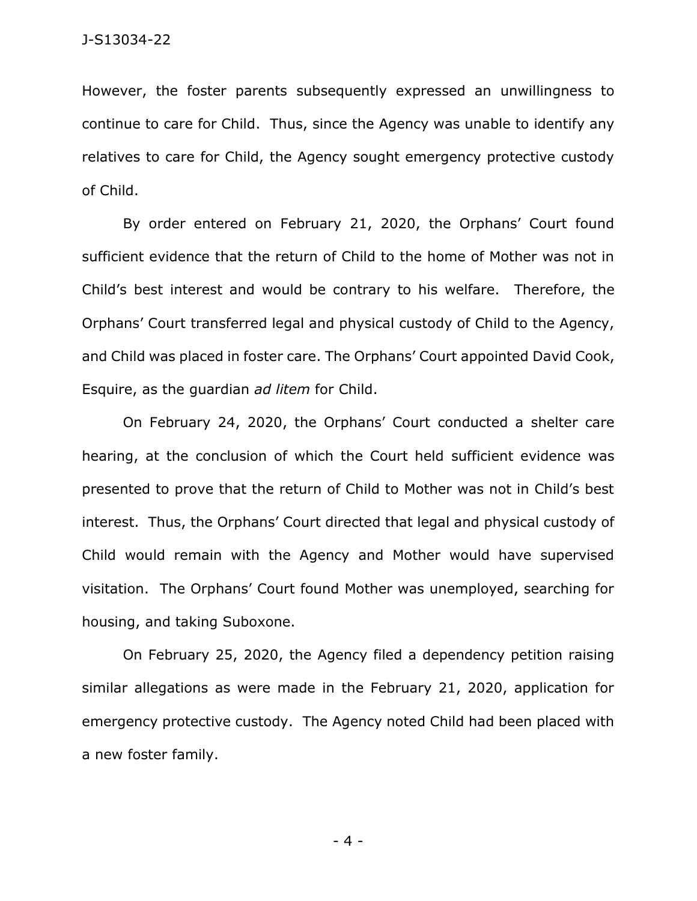However, the foster parents subsequently expressed an unwillingness to continue to care for Child. Thus, since the Agency was unable to identify any relatives to care for Child, the Agency sought emergency protective custody of Child.

By order entered on February 21, 2020, the Orphans' Court found sufficient evidence that the return of Child to the home of Mother was not in Child's best interest and would be contrary to his welfare. Therefore, the Orphans' Court transferred legal and physical custody of Child to the Agency, and Child was placed in foster care. The Orphans' Court appointed David Cook, Esquire, as the guardian *ad litem* for Child.

On February 24, 2020, the Orphans' Court conducted a shelter care hearing, at the conclusion of which the Court held sufficient evidence was presented to prove that the return of Child to Mother was not in Child's best interest. Thus, the Orphans' Court directed that legal and physical custody of Child would remain with the Agency and Mother would have supervised visitation. The Orphans' Court found Mother was unemployed, searching for housing, and taking Suboxone.

On February 25, 2020, the Agency filed a dependency petition raising similar allegations as were made in the February 21, 2020, application for emergency protective custody. The Agency noted Child had been placed with a new foster family.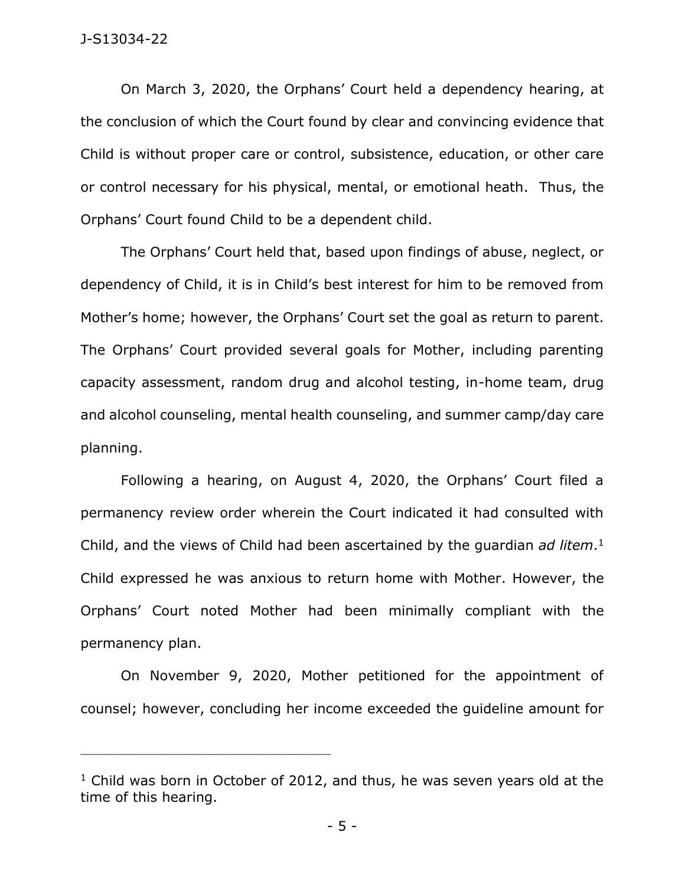On March 3, 2020, the Orphans' Court held a dependency hearing, at the conclusion of which the Court found by clear and convincing evidence that Child is without proper care or control, subsistence, education, or other care or control necessary for his physical, mental, or emotional heath. Thus, the Orphans' Court found Child to be a dependent child.

The Orphans' Court held that, based upon findings of abuse, neglect, or dependency of Child, it is in Child's best interest for him to be removed from Mother's home; however, the Orphans' Court set the goal as return to parent. The Orphans' Court provided several goals for Mother, including parenting capacity assessment, random drug and alcohol testing, in-home team, drug and alcohol counseling, mental health counseling, and summer camp/day care planning.

Following a hearing, on August 4, 2020, the Orphans' Court filed a permanency review order wherein the Court indicated it had consulted with Child, and the views of Child had been ascertained by the guardian *ad litem*.[1] Child expressed he was anxious to return home with Mother. However, the Orphans' Court noted Mother had been minimally compliant with the permanency plan.

On November 9, 2020, Mother petitioned for the appointment of counsel; however, concluding her income exceeded the guideline amount for

---

[1] Child was born in October of 2012, and thus, he was seven years old at the time of this hearing.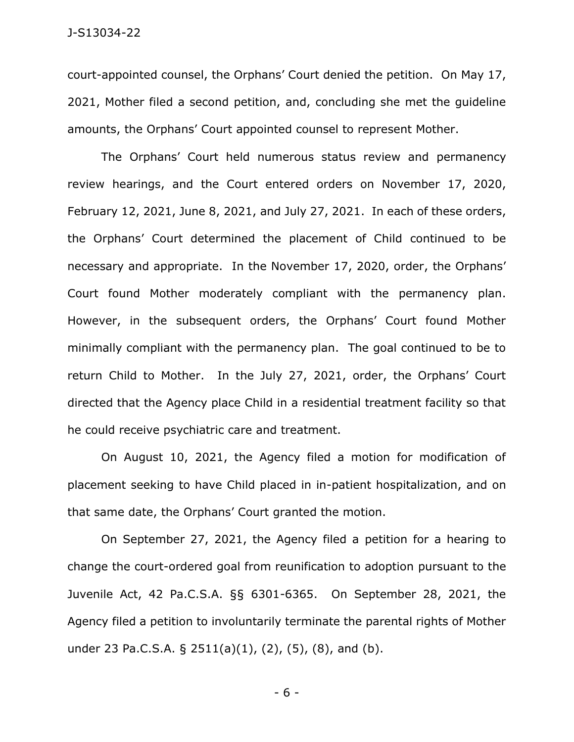court-appointed counsel, the Orphans' Court denied the petition. On May 17, 2021, Mother filed a second petition, and, concluding she met the guideline amounts, the Orphans' Court appointed counsel to represent Mother.

The Orphans' Court held numerous status review and permanency review hearings, and the Court entered orders on November 17, 2020, February 12, 2021, June 8, 2021, and July 27, 2021. In each of these orders, the Orphans' Court determined the placement of Child continued to be necessary and appropriate. In the November 17, 2020, order, the Orphans' Court found Mother moderately compliant with the permanency plan. However, in the subsequent orders, the Orphans' Court found Mother minimally compliant with the permanency plan. The goal continued to be to return Child to Mother. In the July 27, 2021, order, the Orphans' Court directed that the Agency place Child in a residential treatment facility so that he could receive psychiatric care and treatment.

On August 10, 2021, the Agency filed a motion for modification of placement seeking to have Child placed in in-patient hospitalization, and on that same date, the Orphans' Court granted the motion.

On September 27, 2021, the Agency filed a petition for a hearing to change the court-ordered goal from reunification to adoption pursuant to the Juvenile Act, 42 Pa.C.S.A. §§ 6301-6365. On September 28, 2021, the Agency filed a petition to involuntarily terminate the parental rights of Mother under 23 Pa.C.S.A. § 2511(a)(1), (2), (5), (8), and (b).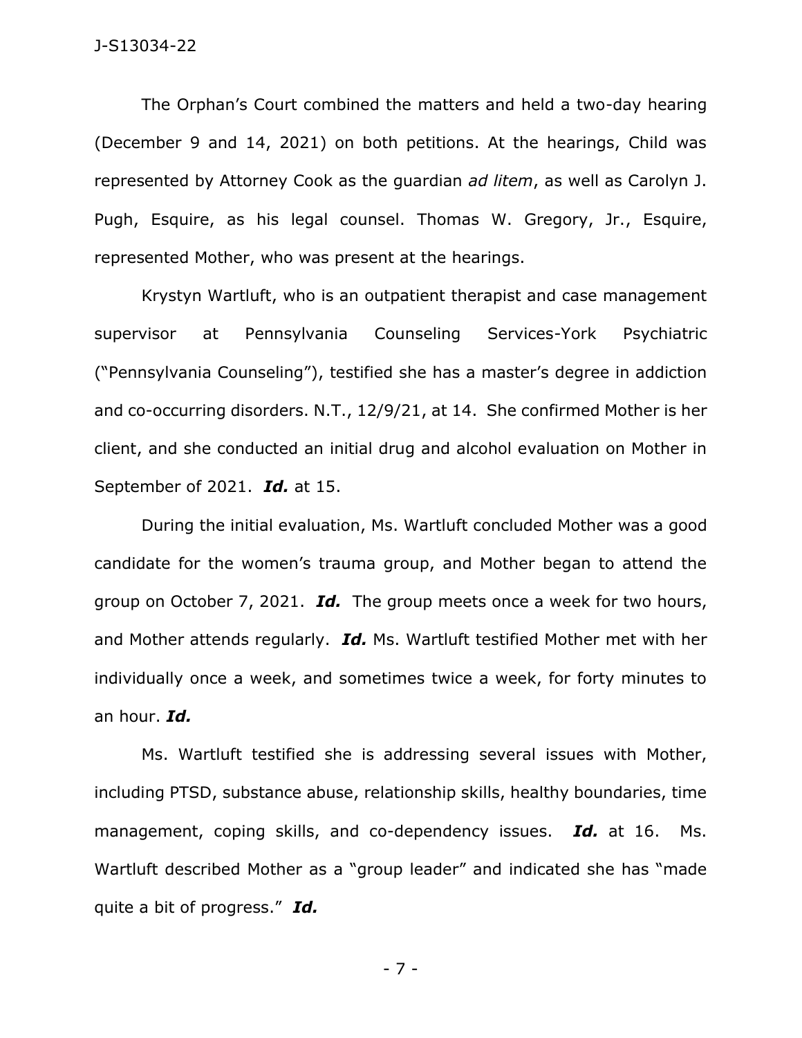The Orphan's Court combined the matters and held a two-day hearing (December 9 and 14, 2021) on both petitions. At the hearings, Child was represented by Attorney Cook as the guardian *ad litem*, as well as Carolyn J. Pugh, Esquire, as his legal counsel. Thomas W. Gregory, Jr., Esquire, represented Mother, who was present at the hearings.

Krystyn Wartluft, who is an outpatient therapist and case management supervisor at Pennsylvania Counseling Services-York Psychiatric ("Pennsylvania Counseling"), testified she has a master's degree in addiction and co-occurring disorders. N.T., 12/9/21, at 14. She confirmed Mother is her client, and she conducted an initial drug and alcohol evaluation on Mother in September of 2021. ***Id.*** at 15.

During the initial evaluation, Ms. Wartluft concluded Mother was a good candidate for the women's trauma group, and Mother began to attend the group on October 7, 2021. ***Id.*** The group meets once a week for two hours, and Mother attends regularly. ***Id.*** Ms. Wartluft testified Mother met with her individually once a week, and sometimes twice a week, for forty minutes to an hour. ***Id.***

Ms. Wartluft testified she is addressing several issues with Mother, including PTSD, substance abuse, relationship skills, healthy boundaries, time management, coping skills, and co-dependency issues. ***Id.*** at 16. Ms. Wartluft described Mother as a "group leader" and indicated she has "made quite a bit of progress." ***Id.***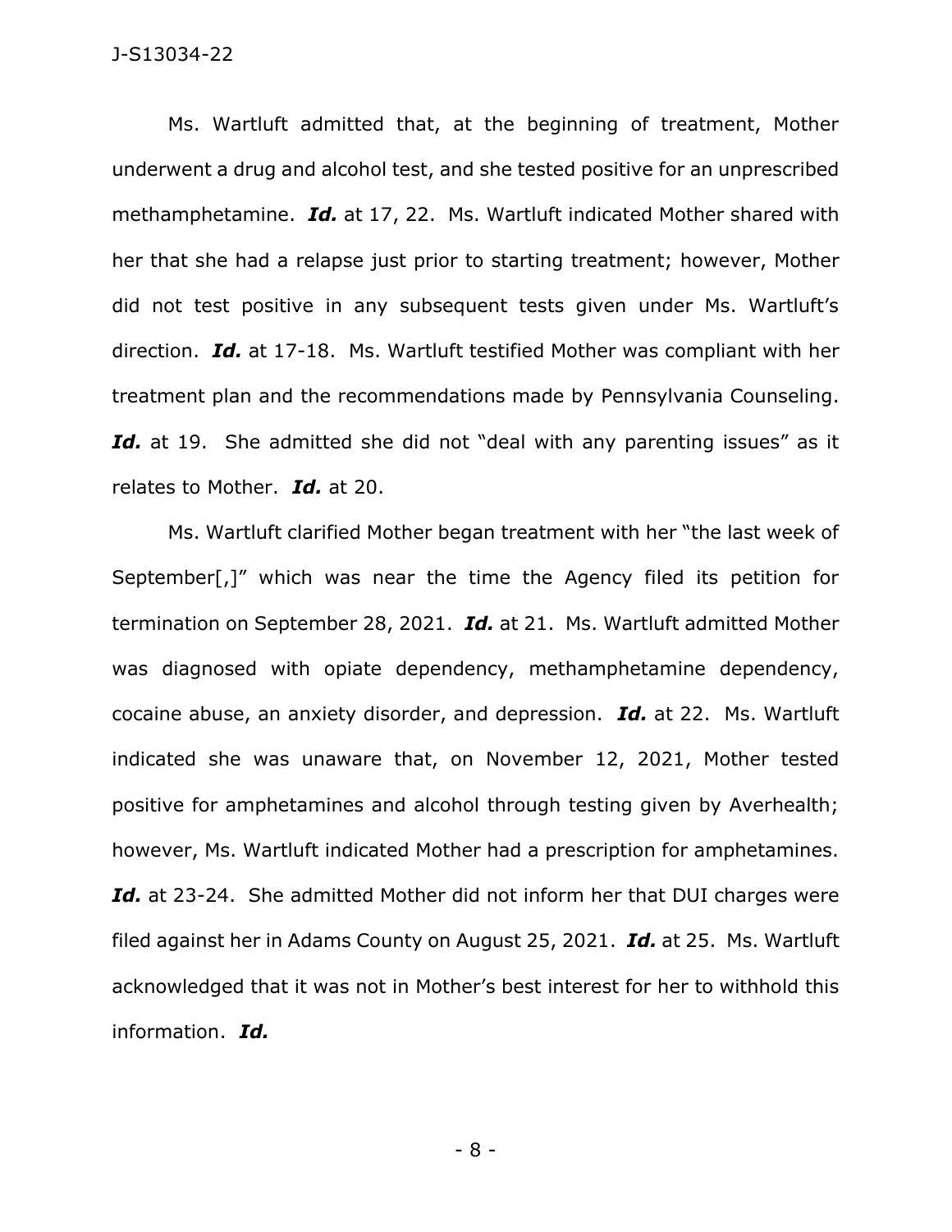Ms. Wartluft admitted that, at the beginning of treatment, Mother underwent a drug and alcohol test, and she tested positive for an unprescribed methamphetamine. ***Id.*** at 17, 22. Ms. Wartluft indicated Mother shared with her that she had a relapse just prior to starting treatment; however, Mother did not test positive in any subsequent tests given under Ms. Wartluft's direction. ***Id.*** at 17-18. Ms. Wartluft testified Mother was compliant with her treatment plan and the recommendations made by Pennsylvania Counseling. ***Id.*** at 19. She admitted she did not "deal with any parenting issues" as it relates to Mother. ***Id.*** at 20.

Ms. Wartluft clarified Mother began treatment with her "the last week of September[,]" which was near the time the Agency filed its petition for termination on September 28, 2021. ***Id.*** at 21. Ms. Wartluft admitted Mother was diagnosed with opiate dependency, methamphetamine dependency, cocaine abuse, an anxiety disorder, and depression. ***Id.*** at 22. Ms. Wartluft indicated she was unaware that, on November 12, 2021, Mother tested positive for amphetamines and alcohol through testing given by Averhealth; however, Ms. Wartluft indicated Mother had a prescription for amphetamines. ***Id.*** at 23-24. She admitted Mother did not inform her that DUI charges were filed against her in Adams County on August 25, 2021. ***Id.*** at 25. Ms. Wartluft acknowledged that it was not in Mother's best interest for her to withhold this information. ***Id.***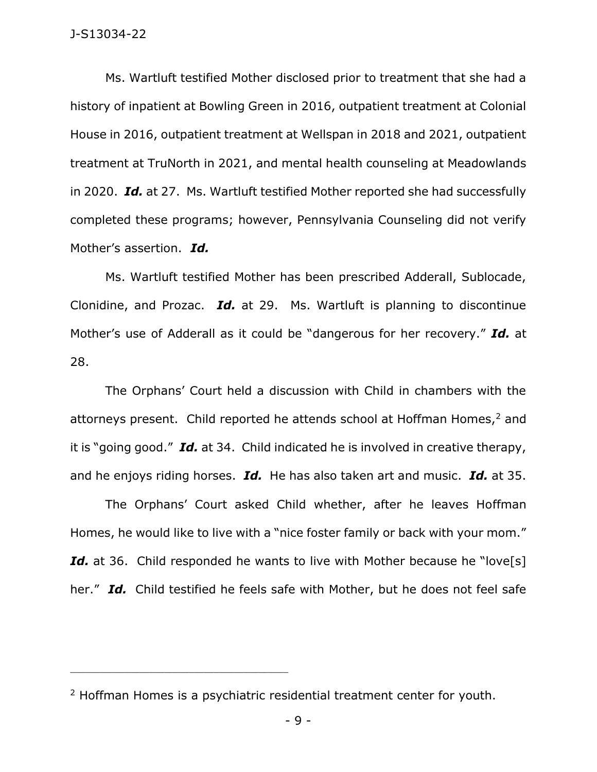Ms. Wartluft testified Mother disclosed prior to treatment that she had a history of inpatient at Bowling Green in 2016, outpatient treatment at Colonial House in 2016, outpatient treatment at Wellspan in 2018 and 2021, outpatient treatment at TruNorth in 2021, and mental health counseling at Meadowlands in 2020. ***Id.*** at 27. Ms. Wartluft testified Mother reported she had successfully completed these programs; however, Pennsylvania Counseling did not verify Mother's assertion. ***Id.***

Ms. Wartluft testified Mother has been prescribed Adderall, Sublocade, Clonidine, and Prozac. ***Id.*** at 29. Ms. Wartluft is planning to discontinue Mother's use of Adderall as it could be "dangerous for her recovery." ***Id.*** at 28.

The Orphans' Court held a discussion with Child in chambers with the attorneys present. Child reported he attends school at Hoffman Homes,[2] and it is "going good." ***Id.*** at 34. Child indicated he is involved in creative therapy, and he enjoys riding horses. ***Id.*** He has also taken art and music. ***Id.*** at 35.

The Orphans' Court asked Child whether, after he leaves Hoffman Homes, he would like to live with a "nice foster family or back with your mom." ***Id.*** at 36. Child responded he wants to live with Mother because he "love[s] her." ***Id.*** Child testified he feels safe with Mother, but he does not feel safe

---

[2] Hoffman Homes is a psychiatric residential treatment center for youth.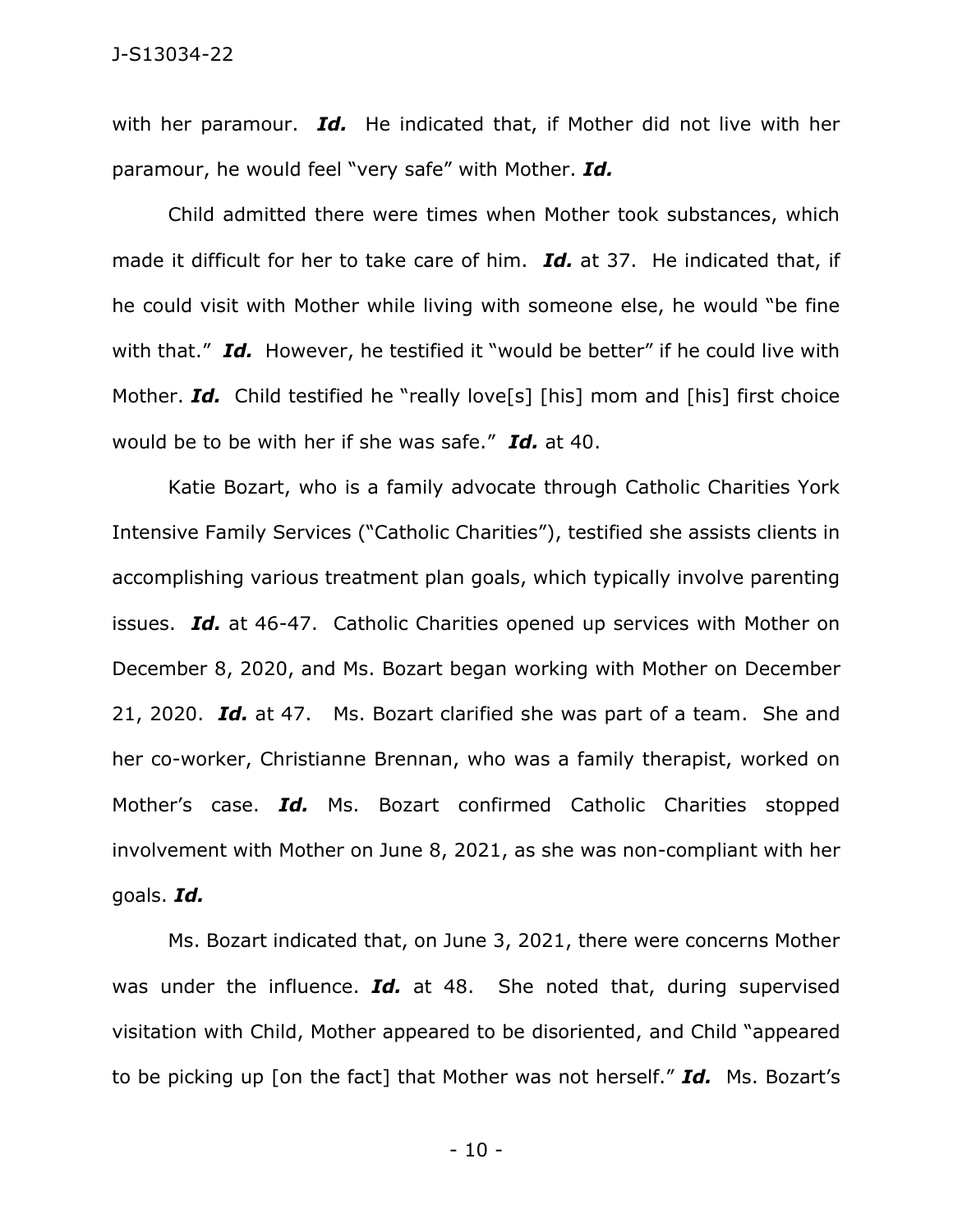with her paramour. ***Id.*** He indicated that, if Mother did not live with her paramour, he would feel "very safe" with Mother. ***Id.***

Child admitted there were times when Mother took substances, which made it difficult for her to take care of him. ***Id.*** at 37. He indicated that, if he could visit with Mother while living with someone else, he would "be fine with that." ***Id.*** However, he testified it "would be better" if he could live with Mother. ***Id.*** Child testified he "really love[s] [his] mom and [his] first choice would be to be with her if she was safe." ***Id.*** at 40.

Katie Bozart, who is a family advocate through Catholic Charities York Intensive Family Services ("Catholic Charities"), testified she assists clients in accomplishing various treatment plan goals, which typically involve parenting issues. ***Id.*** at 46-47. Catholic Charities opened up services with Mother on December 8, 2020, and Ms. Bozart began working with Mother on December 21, 2020. ***Id.*** at 47. Ms. Bozart clarified she was part of a team. She and her co-worker, Christianne Brennan, who was a family therapist, worked on Mother's case. ***Id.*** Ms. Bozart confirmed Catholic Charities stopped involvement with Mother on June 8, 2021, as she was non-compliant with her goals. ***Id.***

Ms. Bozart indicated that, on June 3, 2021, there were concerns Mother was under the influence. ***Id.*** at 48. She noted that, during supervised visitation with Child, Mother appeared to be disoriented, and Child "appeared to be picking up [on the fact] that Mother was not herself." ***Id.*** Ms. Bozart's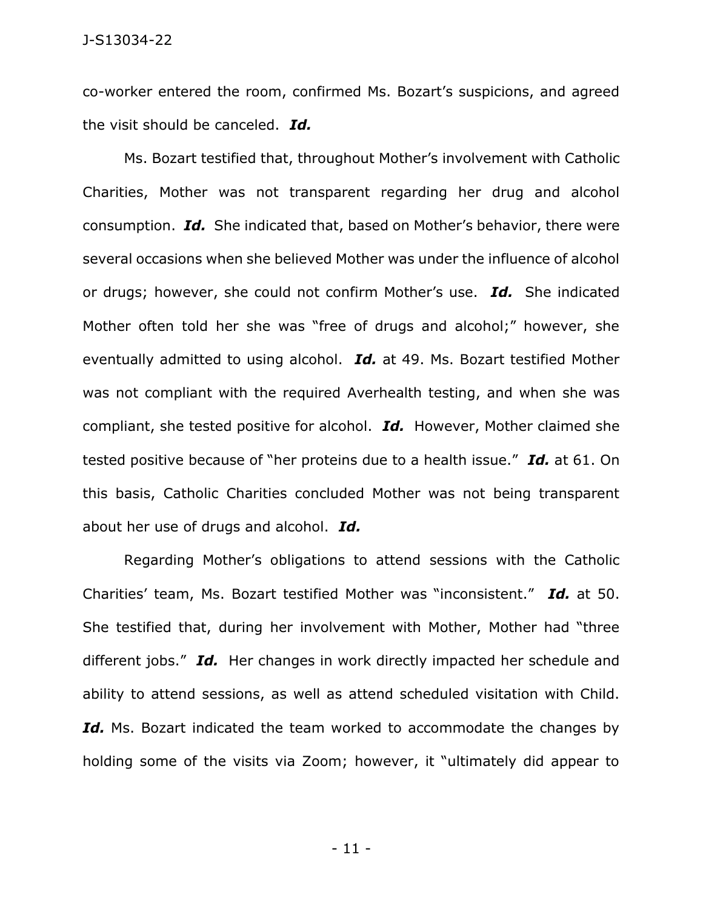co-worker entered the room, confirmed Ms. Bozart's suspicions, and agreed the visit should be canceled. ***Id.***

Ms. Bozart testified that, throughout Mother's involvement with Catholic Charities, Mother was not transparent regarding her drug and alcohol consumption. ***Id.*** She indicated that, based on Mother's behavior, there were several occasions when she believed Mother was under the influence of alcohol or drugs; however, she could not confirm Mother's use. ***Id.*** She indicated Mother often told her she was "free of drugs and alcohol;" however, she eventually admitted to using alcohol. ***Id.*** at 49. Ms. Bozart testified Mother was not compliant with the required Averhealth testing, and when she was compliant, she tested positive for alcohol. ***Id.*** However, Mother claimed she tested positive because of "her proteins due to a health issue." ***Id.*** at 61. On this basis, Catholic Charities concluded Mother was not being transparent about her use of drugs and alcohol. ***Id.***

Regarding Mother's obligations to attend sessions with the Catholic Charities' team, Ms. Bozart testified Mother was "inconsistent." ***Id.*** at 50. She testified that, during her involvement with Mother, Mother had "three different jobs." ***Id.*** Her changes in work directly impacted her schedule and ability to attend sessions, as well as attend scheduled visitation with Child. ***Id.*** Ms. Bozart indicated the team worked to accommodate the changes by holding some of the visits via Zoom; however, it "ultimately did appear to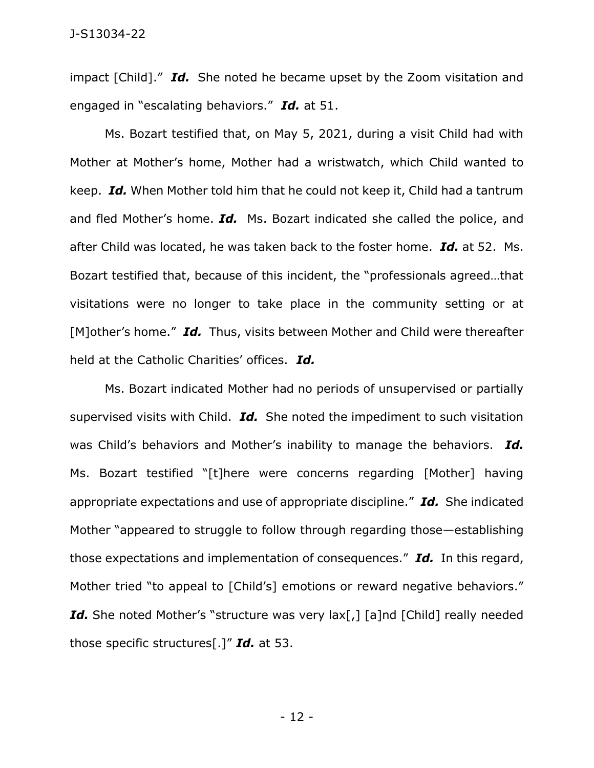impact [Child]." ***Id.*** She noted he became upset by the Zoom visitation and engaged in "escalating behaviors." ***Id.*** at 51.

Ms. Bozart testified that, on May 5, 2021, during a visit Child had with Mother at Mother's home, Mother had a wristwatch, which Child wanted to keep. ***Id.*** When Mother told him that he could not keep it, Child had a tantrum and fled Mother's home. ***Id.*** Ms. Bozart indicated she called the police, and after Child was located, he was taken back to the foster home. ***Id.*** at 52. Ms. Bozart testified that, because of this incident, the "professionals agreed…that visitations were no longer to take place in the community setting or at [M]other's home." ***Id.*** Thus, visits between Mother and Child were thereafter held at the Catholic Charities' offices. ***Id.***

Ms. Bozart indicated Mother had no periods of unsupervised or partially supervised visits with Child. ***Id.*** She noted the impediment to such visitation was Child's behaviors and Mother's inability to manage the behaviors. ***Id.*** Ms. Bozart testified "[t]here were concerns regarding [Mother] having appropriate expectations and use of appropriate discipline." ***Id.*** She indicated Mother "appeared to struggle to follow through regarding those—establishing those expectations and implementation of consequences." ***Id.*** In this regard, Mother tried "to appeal to [Child's] emotions or reward negative behaviors." ***Id.*** She noted Mother's "structure was very lax[,] [a]nd [Child] really needed those specific structures[.]" ***Id.*** at 53.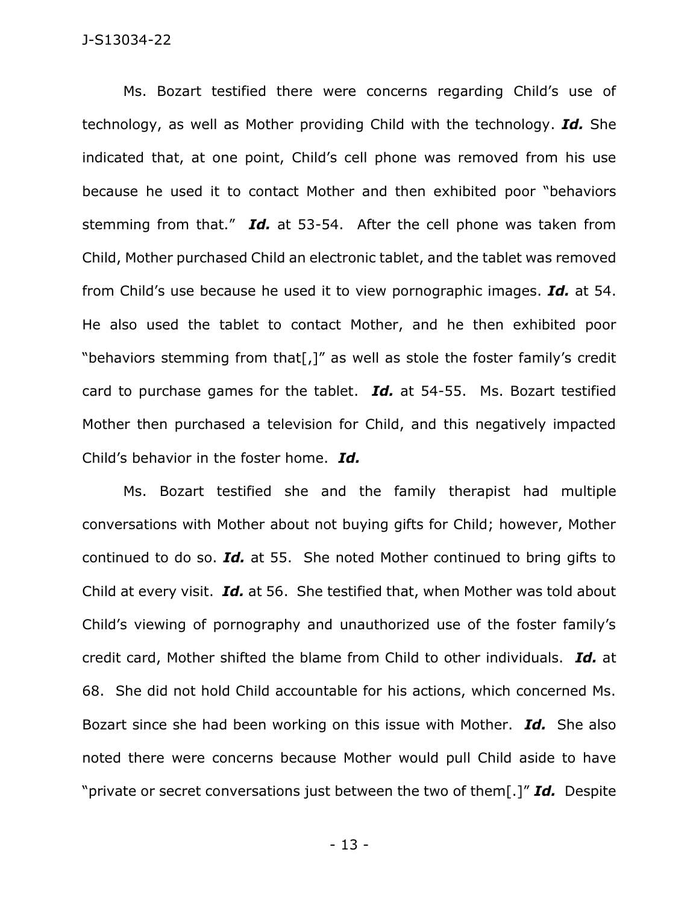Ms. Bozart testified there were concerns regarding Child's use of technology, as well as Mother providing Child with the technology. ***Id.*** She indicated that, at one point, Child's cell phone was removed from his use because he used it to contact Mother and then exhibited poor "behaviors stemming from that." ***Id.*** at 53-54. After the cell phone was taken from Child, Mother purchased Child an electronic tablet, and the tablet was removed from Child's use because he used it to view pornographic images. ***Id.*** at 54. He also used the tablet to contact Mother, and he then exhibited poor "behaviors stemming from that[,]" as well as stole the foster family's credit card to purchase games for the tablet. ***Id.*** at 54-55. Ms. Bozart testified Mother then purchased a television for Child, and this negatively impacted Child's behavior in the foster home. ***Id.***

Ms. Bozart testified she and the family therapist had multiple conversations with Mother about not buying gifts for Child; however, Mother continued to do so. ***Id.*** at 55. She noted Mother continued to bring gifts to Child at every visit. ***Id.*** at 56. She testified that, when Mother was told about Child's viewing of pornography and unauthorized use of the foster family's credit card, Mother shifted the blame from Child to other individuals. ***Id.*** at 68. She did not hold Child accountable for his actions, which concerned Ms. Bozart since she had been working on this issue with Mother. ***Id.*** She also noted there were concerns because Mother would pull Child aside to have "private or secret conversations just between the two of them[.]" ***Id.*** Despite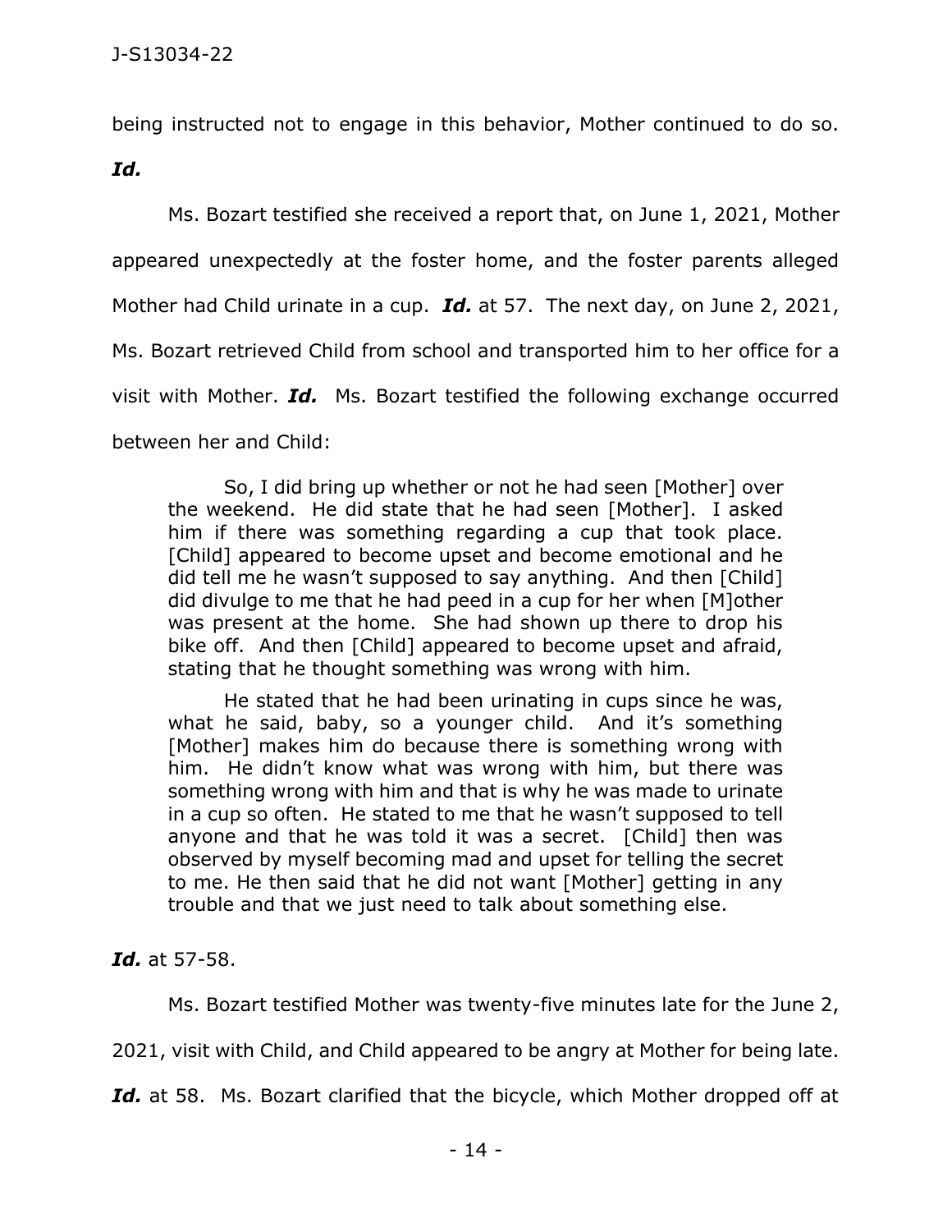being instructed not to engage in this behavior, Mother continued to do so. ***Id.***

Ms. Bozart testified she received a report that, on June 1, 2021, Mother appeared unexpectedly at the foster home, and the foster parents alleged Mother had Child urinate in a cup. ***Id.*** at 57. The next day, on June 2, 2021, Ms. Bozart retrieved Child from school and transported him to her office for a visit with Mother. ***Id.*** Ms. Bozart testified the following exchange occurred between her and Child:

> So, I did bring up whether or not he had seen [Mother] over the weekend. He did state that he had seen [Mother]. I asked him if there was something regarding a cup that took place. [Child] appeared to become upset and become emotional and he did tell me he wasn't supposed to say anything. And then [Child] did divulge to me that he had peed in a cup for her when [M]other was present at the home. She had shown up there to drop his bike off. And then [Child] appeared to become upset and afraid, stating that he thought something was wrong with him.
>
> He stated that he had been urinating in cups since he was, what he said, baby, so a younger child. And it's something [Mother] makes him do because there is something wrong with him. He didn't know what was wrong with him, but there was something wrong with him and that is why he was made to urinate in a cup so often. He stated to me that he wasn't supposed to tell anyone and that he was told it was a secret. [Child] then was observed by myself becoming mad and upset for telling the secret to me. He then said that he did not want [Mother] getting in any trouble and that we just need to talk about something else.

***Id.*** at 57-58.

Ms. Bozart testified Mother was twenty-five minutes late for the June 2, 2021, visit with Child, and Child appeared to be angry at Mother for being late. ***Id.*** at 58. Ms. Bozart clarified that the bicycle, which Mother dropped off at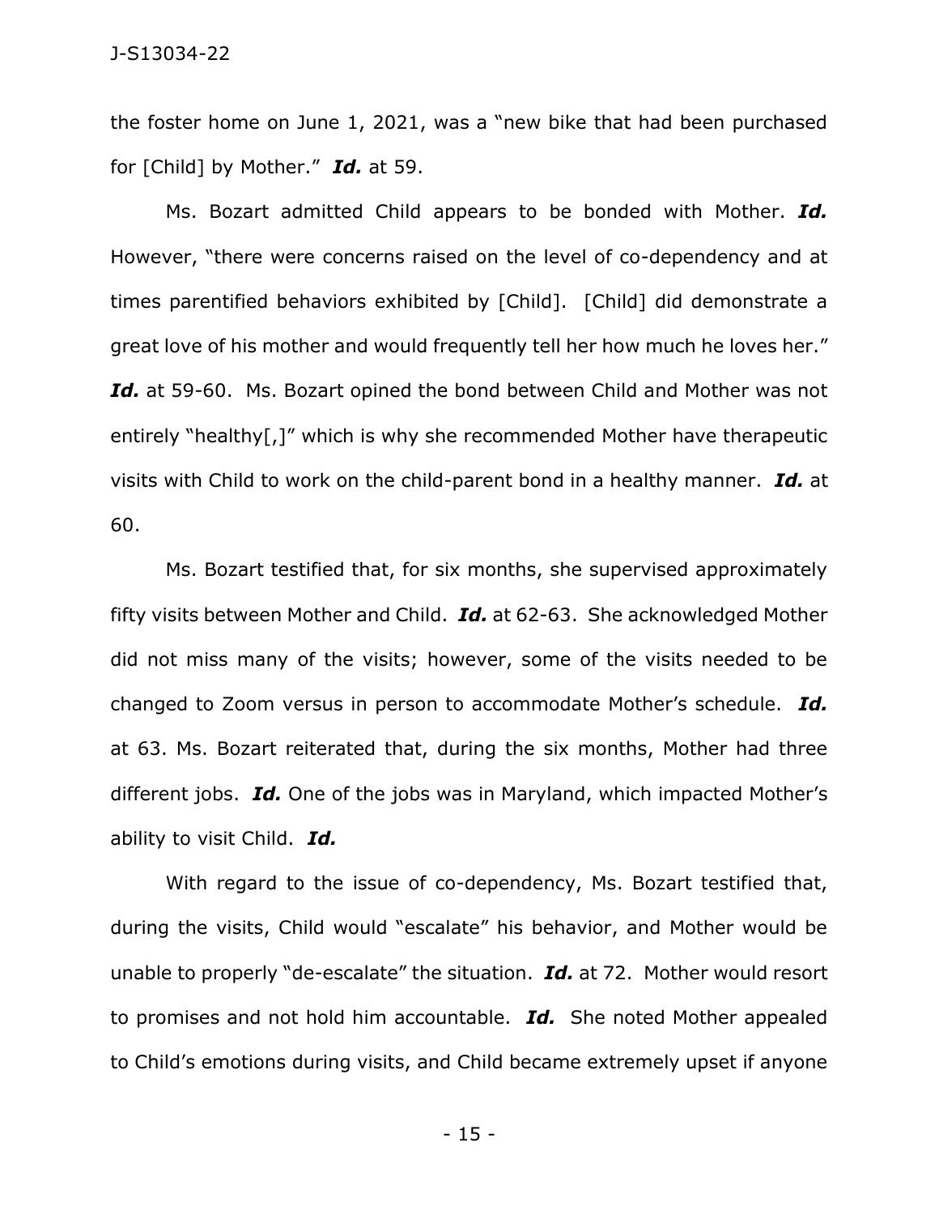the foster home on June 1, 2021, was a "new bike that had been purchased for [Child] by Mother." ***Id.*** at 59.

Ms. Bozart admitted Child appears to be bonded with Mother. ***Id.*** However, "there were concerns raised on the level of co-dependency and at times parentified behaviors exhibited by [Child]. [Child] did demonstrate a great love of his mother and would frequently tell her how much he loves her." ***Id.*** at 59-60. Ms. Bozart opined the bond between Child and Mother was not entirely "healthy[,]" which is why she recommended Mother have therapeutic visits with Child to work on the child-parent bond in a healthy manner. ***Id.*** at 60.

Ms. Bozart testified that, for six months, she supervised approximately fifty visits between Mother and Child. ***Id.*** at 62-63. She acknowledged Mother did not miss many of the visits; however, some of the visits needed to be changed to Zoom versus in person to accommodate Mother's schedule. ***Id.*** at 63. Ms. Bozart reiterated that, during the six months, Mother had three different jobs. ***Id.*** One of the jobs was in Maryland, which impacted Mother's ability to visit Child. ***Id.***

With regard to the issue of co-dependency, Ms. Bozart testified that, during the visits, Child would "escalate" his behavior, and Mother would be unable to properly "de-escalate" the situation. ***Id.*** at 72. Mother would resort to promises and not hold him accountable. ***Id.*** She noted Mother appealed to Child's emotions during visits, and Child became extremely upset if anyone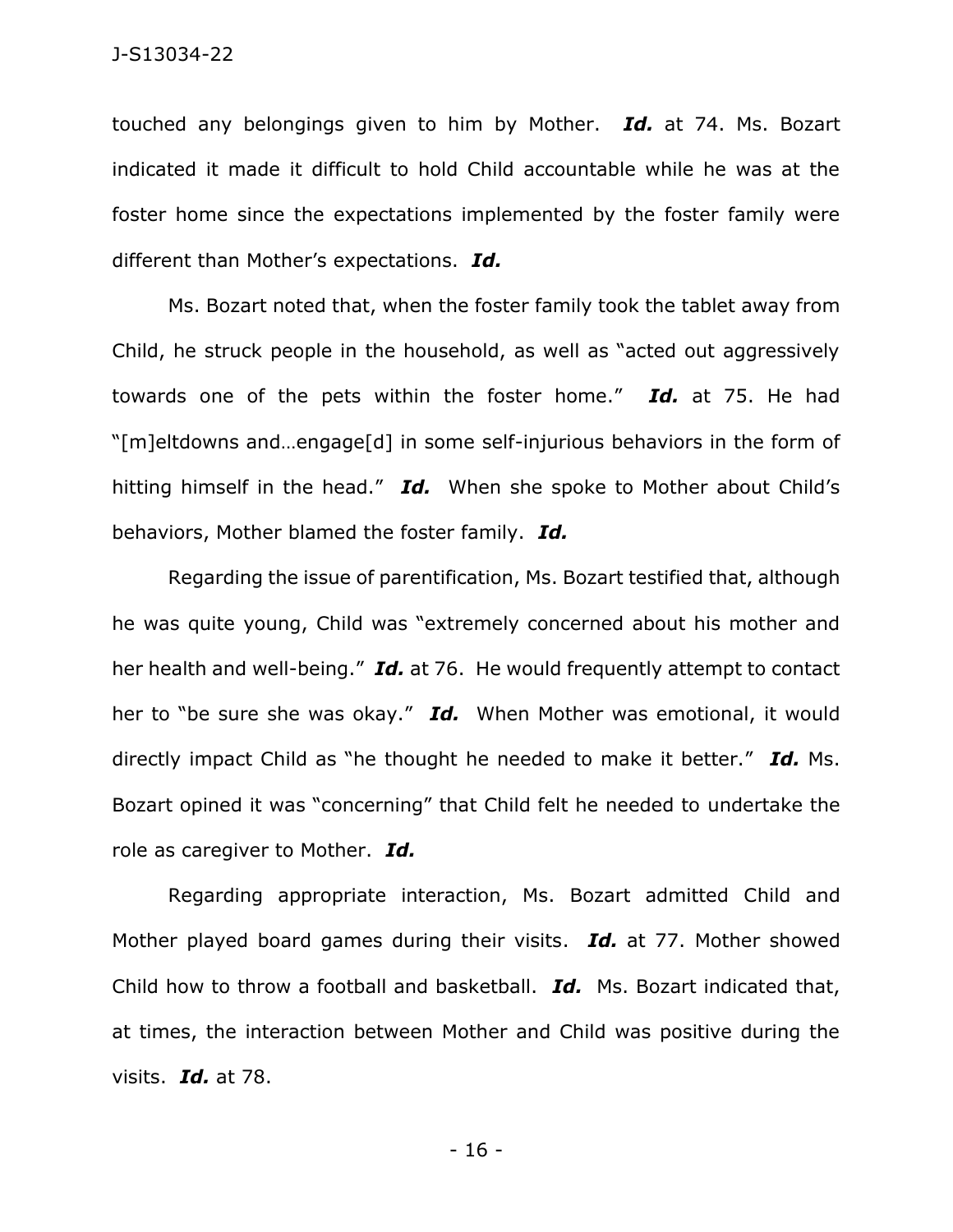touched any belongings given to him by Mother. ***Id.*** at 74. Ms. Bozart indicated it made it difficult to hold Child accountable while he was at the foster home since the expectations implemented by the foster family were different than Mother's expectations. ***Id.***

Ms. Bozart noted that, when the foster family took the tablet away from Child, he struck people in the household, as well as "acted out aggressively towards one of the pets within the foster home." ***Id.*** at 75. He had "[m]eltdowns and…engage[d] in some self-injurious behaviors in the form of hitting himself in the head." ***Id.*** When she spoke to Mother about Child's behaviors, Mother blamed the foster family. ***Id.***

Regarding the issue of parentification, Ms. Bozart testified that, although he was quite young, Child was "extremely concerned about his mother and her health and well-being." ***Id.*** at 76. He would frequently attempt to contact her to "be sure she was okay." ***Id.*** When Mother was emotional, it would directly impact Child as "he thought he needed to make it better." ***Id.*** Ms. Bozart opined it was "concerning" that Child felt he needed to undertake the role as caregiver to Mother. ***Id.***

Regarding appropriate interaction, Ms. Bozart admitted Child and Mother played board games during their visits. ***Id.*** at 77. Mother showed Child how to throw a football and basketball. ***Id.*** Ms. Bozart indicated that, at times, the interaction between Mother and Child was positive during the visits. ***Id.*** at 78.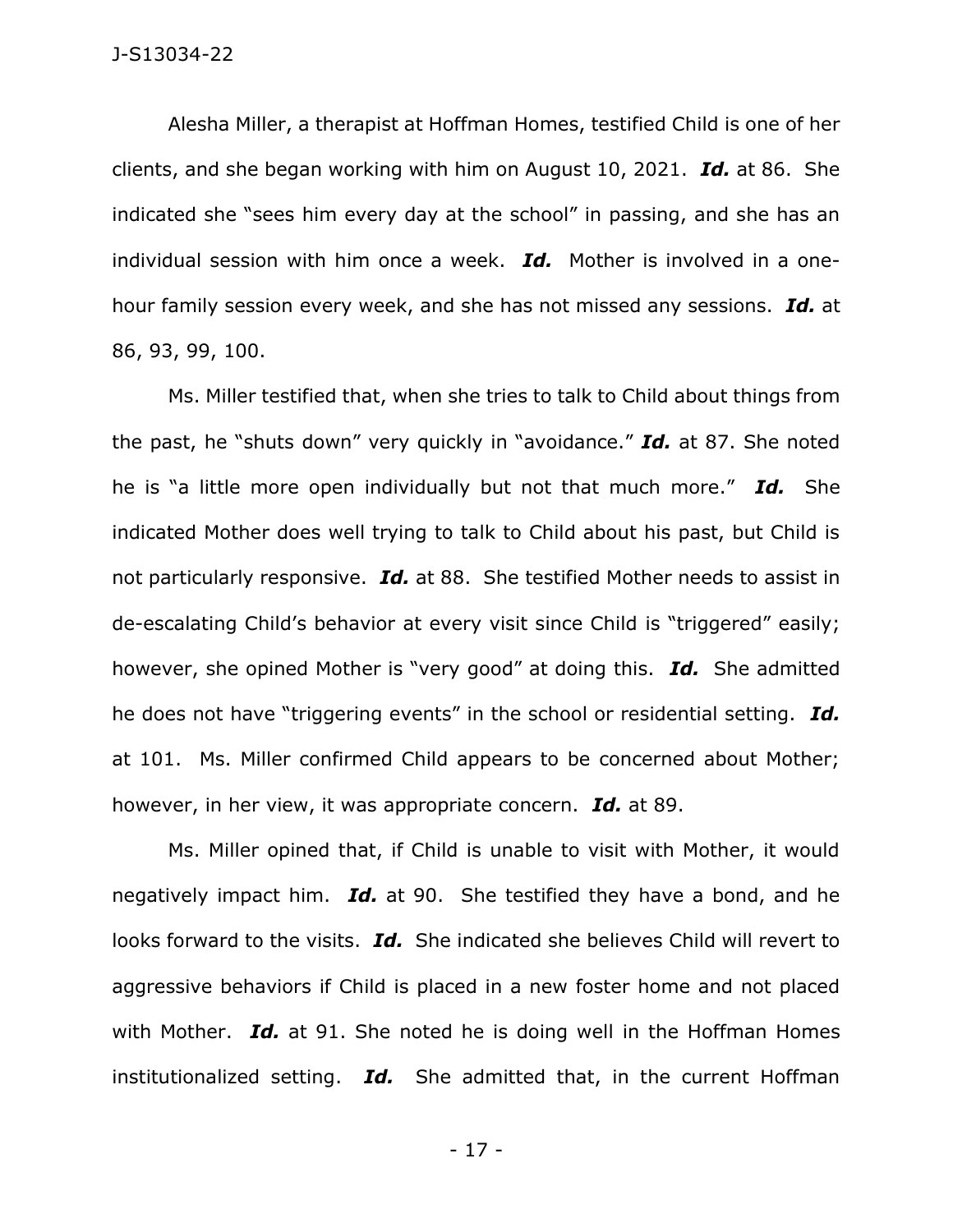Alesha Miller, a therapist at Hoffman Homes, testified Child is one of her clients, and she began working with him on August 10, 2021. ***Id.*** at 86. She indicated she "sees him every day at the school" in passing, and she has an individual session with him once a week. ***Id.*** Mother is involved in a one-hour family session every week, and she has not missed any sessions. ***Id.*** at 86, 93, 99, 100.

Ms. Miller testified that, when she tries to talk to Child about things from the past, he "shuts down" very quickly in "avoidance." ***Id.*** at 87. She noted he is "a little more open individually but not that much more." ***Id.*** She indicated Mother does well trying to talk to Child about his past, but Child is not particularly responsive. ***Id.*** at 88. She testified Mother needs to assist in de-escalating Child's behavior at every visit since Child is "triggered" easily; however, she opined Mother is "very good" at doing this. ***Id.*** She admitted he does not have "triggering events" in the school or residential setting. ***Id.*** at 101. Ms. Miller confirmed Child appears to be concerned about Mother; however, in her view, it was appropriate concern. ***Id.*** at 89.

Ms. Miller opined that, if Child is unable to visit with Mother, it would negatively impact him. ***Id.*** at 90. She testified they have a bond, and he looks forward to the visits. ***Id.*** She indicated she believes Child will revert to aggressive behaviors if Child is placed in a new foster home and not placed with Mother. ***Id.*** at 91. She noted he is doing well in the Hoffman Homes institutionalized setting. ***Id.*** She admitted that, in the current Hoffman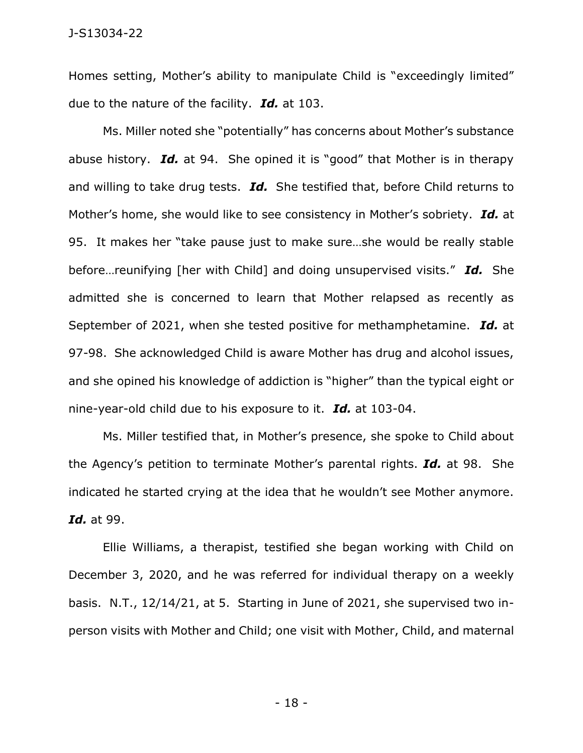Homes setting, Mother's ability to manipulate Child is "exceedingly limited" due to the nature of the facility. ***Id.*** at 103.

Ms. Miller noted she "potentially" has concerns about Mother's substance abuse history. ***Id.*** at 94. She opined it is "good" that Mother is in therapy and willing to take drug tests. ***Id.*** She testified that, before Child returns to Mother's home, she would like to see consistency in Mother's sobriety. ***Id.*** at 95. It makes her "take pause just to make sure…she would be really stable before…reunifying [her with Child] and doing unsupervised visits." ***Id.*** She admitted she is concerned to learn that Mother relapsed as recently as September of 2021, when she tested positive for methamphetamine. ***Id.*** at 97-98. She acknowledged Child is aware Mother has drug and alcohol issues, and she opined his knowledge of addiction is "higher" than the typical eight or nine-year-old child due to his exposure to it. ***Id.*** at 103-04.

Ms. Miller testified that, in Mother's presence, she spoke to Child about the Agency's petition to terminate Mother's parental rights. ***Id.*** at 98. She indicated he started crying at the idea that he wouldn't see Mother anymore. ***Id.*** at 99.

Ellie Williams, a therapist, testified she began working with Child on December 3, 2020, and he was referred for individual therapy on a weekly basis. N.T., 12/14/21, at 5. Starting in June of 2021, she supervised two in-person visits with Mother and Child; one visit with Mother, Child, and maternal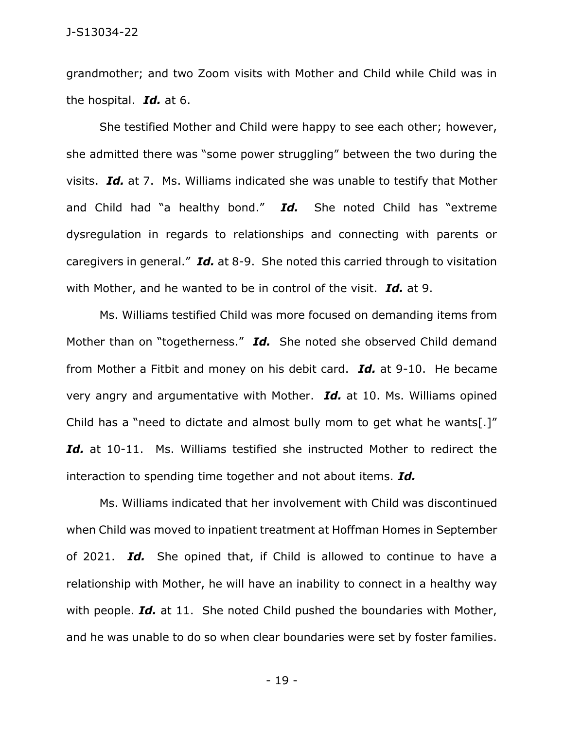grandmother; and two Zoom visits with Mother and Child while Child was in the hospital. ***Id.*** at 6.

She testified Mother and Child were happy to see each other; however, she admitted there was "some power struggling" between the two during the visits. ***Id.*** at 7. Ms. Williams indicated she was unable to testify that Mother and Child had "a healthy bond." ***Id.*** She noted Child has "extreme dysregulation in regards to relationships and connecting with parents or caregivers in general." ***Id.*** at 8-9. She noted this carried through to visitation with Mother, and he wanted to be in control of the visit. ***Id.*** at 9.

Ms. Williams testified Child was more focused on demanding items from Mother than on "togetherness." ***Id.*** She noted she observed Child demand from Mother a Fitbit and money on his debit card. ***Id.*** at 9-10. He became very angry and argumentative with Mother. ***Id.*** at 10. Ms. Williams opined Child has a "need to dictate and almost bully mom to get what he wants[.]" ***Id.*** at 10-11. Ms. Williams testified she instructed Mother to redirect the interaction to spending time together and not about items. ***Id.***

Ms. Williams indicated that her involvement with Child was discontinued when Child was moved to inpatient treatment at Hoffman Homes in September of 2021. ***Id.*** She opined that, if Child is allowed to continue to have a relationship with Mother, he will have an inability to connect in a healthy way with people. ***Id.*** at 11. She noted Child pushed the boundaries with Mother, and he was unable to do so when clear boundaries were set by foster families.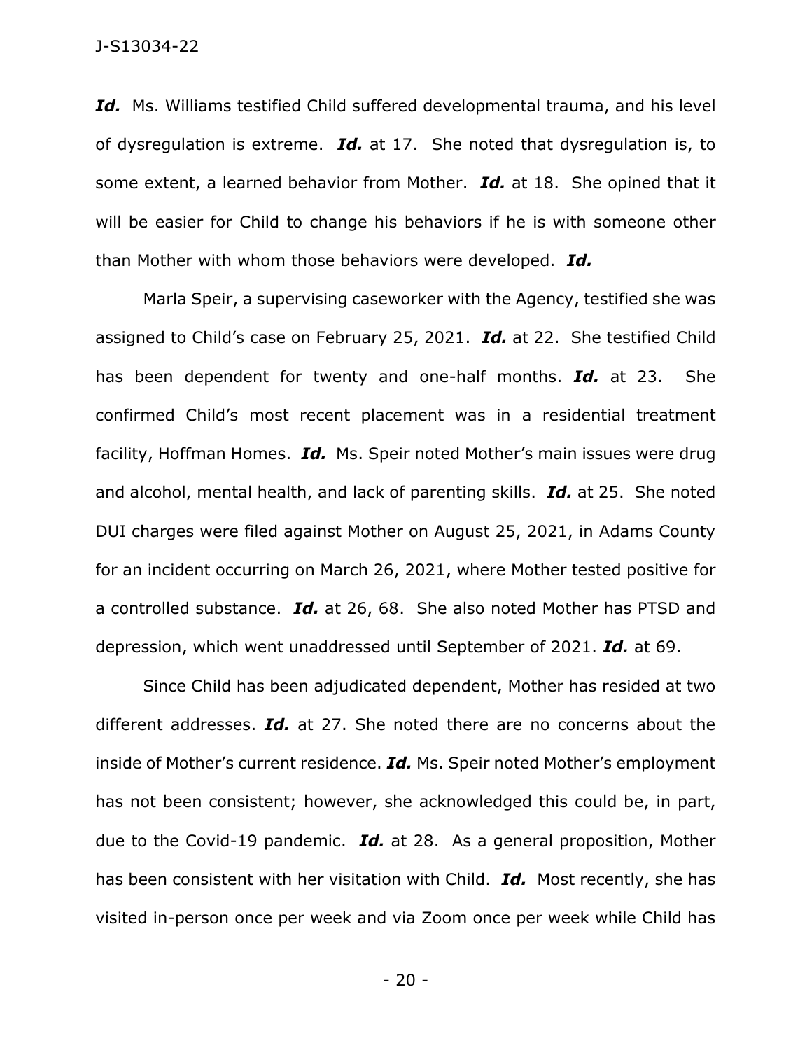***Id.*** Ms. Williams testified Child suffered developmental trauma, and his level of dysregulation is extreme. ***Id.*** at 17. She noted that dysregulation is, to some extent, a learned behavior from Mother. ***Id.*** at 18. She opined that it will be easier for Child to change his behaviors if he is with someone other than Mother with whom those behaviors were developed. ***Id.***

Marla Speir, a supervising caseworker with the Agency, testified she was assigned to Child's case on February 25, 2021. ***Id.*** at 22. She testified Child has been dependent for twenty and one-half months. ***Id.*** at 23. She confirmed Child's most recent placement was in a residential treatment facility, Hoffman Homes. ***Id.*** Ms. Speir noted Mother's main issues were drug and alcohol, mental health, and lack of parenting skills. ***Id.*** at 25. She noted DUI charges were filed against Mother on August 25, 2021, in Adams County for an incident occurring on March 26, 2021, where Mother tested positive for a controlled substance. ***Id.*** at 26, 68. She also noted Mother has PTSD and depression, which went unaddressed until September of 2021. ***Id.*** at 69.

Since Child has been adjudicated dependent, Mother has resided at two different addresses. ***Id.*** at 27. She noted there are no concerns about the inside of Mother's current residence. ***Id.*** Ms. Speir noted Mother's employment has not been consistent; however, she acknowledged this could be, in part, due to the Covid-19 pandemic. ***Id.*** at 28. As a general proposition, Mother has been consistent with her visitation with Child. ***Id.*** Most recently, she has visited in-person once per week and via Zoom once per week while Child has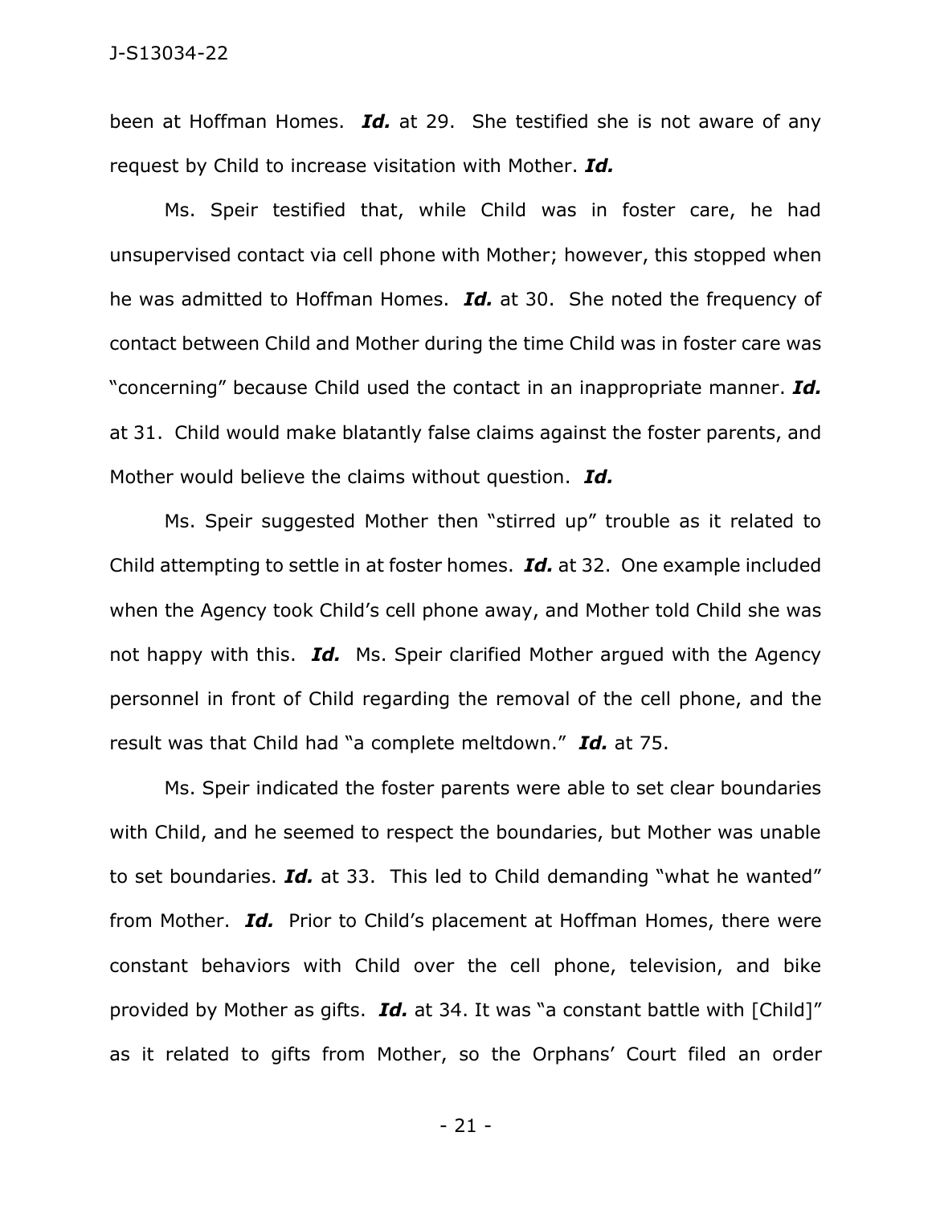been at Hoffman Homes. ***Id.*** at 29. She testified she is not aware of any request by Child to increase visitation with Mother. ***Id.***

Ms. Speir testified that, while Child was in foster care, he had unsupervised contact via cell phone with Mother; however, this stopped when he was admitted to Hoffman Homes. ***Id.*** at 30. She noted the frequency of contact between Child and Mother during the time Child was in foster care was "concerning" because Child used the contact in an inappropriate manner. ***Id.*** at 31. Child would make blatantly false claims against the foster parents, and Mother would believe the claims without question. ***Id.***

Ms. Speir suggested Mother then "stirred up" trouble as it related to Child attempting to settle in at foster homes. ***Id.*** at 32. One example included when the Agency took Child's cell phone away, and Mother told Child she was not happy with this. ***Id.*** Ms. Speir clarified Mother argued with the Agency personnel in front of Child regarding the removal of the cell phone, and the result was that Child had "a complete meltdown." ***Id.*** at 75.

Ms. Speir indicated the foster parents were able to set clear boundaries with Child, and he seemed to respect the boundaries, but Mother was unable to set boundaries. ***Id.*** at 33. This led to Child demanding "what he wanted" from Mother. ***Id.*** Prior to Child's placement at Hoffman Homes, there were constant behaviors with Child over the cell phone, television, and bike provided by Mother as gifts. ***Id.*** at 34. It was "a constant battle with [Child]" as it related to gifts from Mother, so the Orphans' Court filed an order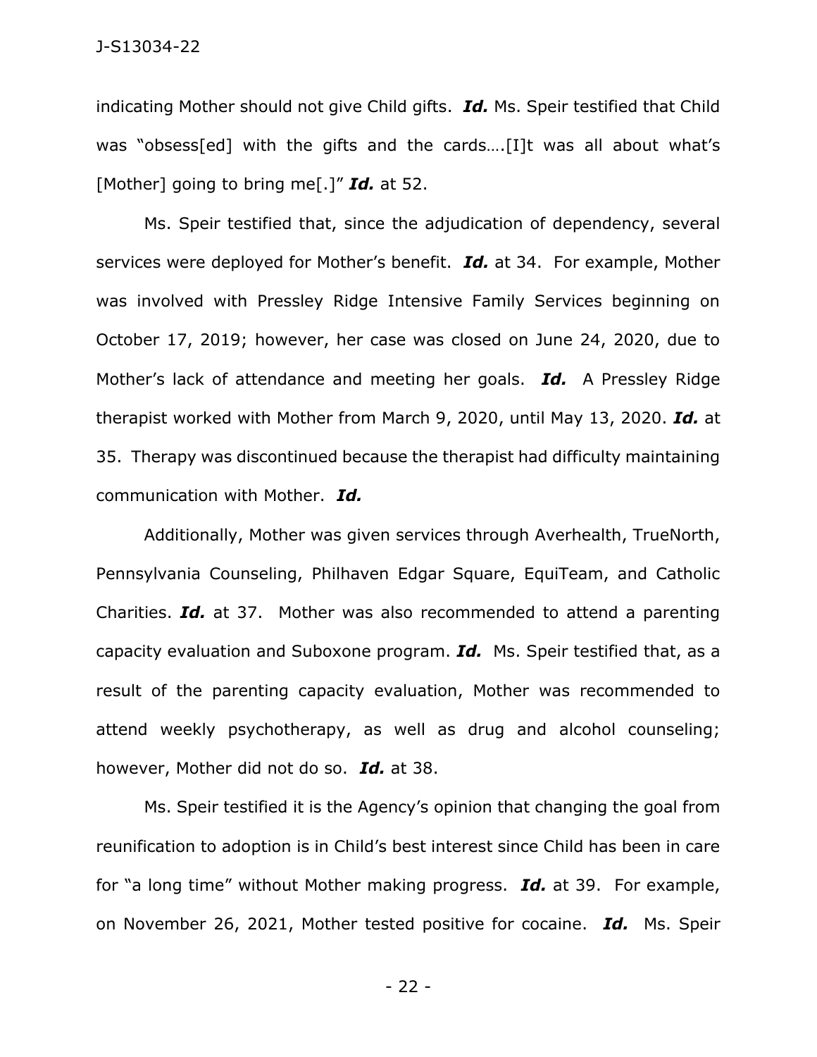indicating Mother should not give Child gifts. ***Id.*** Ms. Speir testified that Child was "obsess[ed] with the gifts and the cards….[I]t was all about what's [Mother] going to bring me[.]" ***Id.*** at 52.

Ms. Speir testified that, since the adjudication of dependency, several services were deployed for Mother's benefit. ***Id.*** at 34. For example, Mother was involved with Pressley Ridge Intensive Family Services beginning on October 17, 2019; however, her case was closed on June 24, 2020, due to Mother's lack of attendance and meeting her goals. ***Id.*** A Pressley Ridge therapist worked with Mother from March 9, 2020, until May 13, 2020. ***Id.*** at 35. Therapy was discontinued because the therapist had difficulty maintaining communication with Mother. ***Id.***

Additionally, Mother was given services through Averhealth, TrueNorth, Pennsylvania Counseling, Philhaven Edgar Square, EquiTeam, and Catholic Charities. ***Id.*** at 37. Mother was also recommended to attend a parenting capacity evaluation and Suboxone program. ***Id.*** Ms. Speir testified that, as a result of the parenting capacity evaluation, Mother was recommended to attend weekly psychotherapy, as well as drug and alcohol counseling; however, Mother did not do so. ***Id.*** at 38.

Ms. Speir testified it is the Agency's opinion that changing the goal from reunification to adoption is in Child's best interest since Child has been in care for "a long time" without Mother making progress. ***Id.*** at 39. For example, on November 26, 2021, Mother tested positive for cocaine. ***Id.*** Ms. Speir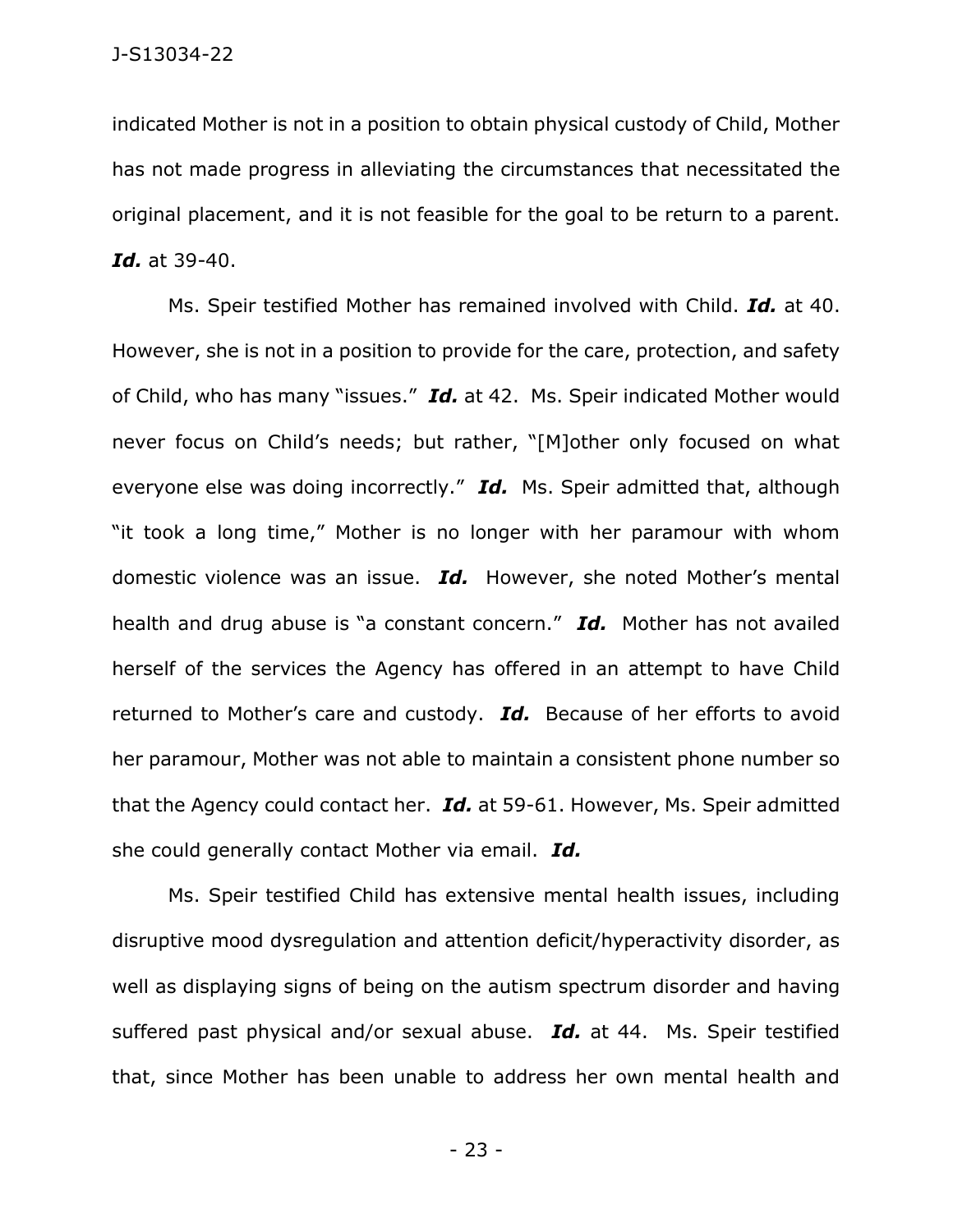indicated Mother is not in a position to obtain physical custody of Child, Mother has not made progress in alleviating the circumstances that necessitated the original placement, and it is not feasible for the goal to be return to a parent. ***Id.*** at 39-40.

Ms. Speir testified Mother has remained involved with Child. ***Id.*** at 40. However, she is not in a position to provide for the care, protection, and safety of Child, who has many "issues." ***Id.*** at 42. Ms. Speir indicated Mother would never focus on Child's needs; but rather, "[M]other only focused on what everyone else was doing incorrectly." ***Id.*** Ms. Speir admitted that, although "it took a long time," Mother is no longer with her paramour with whom domestic violence was an issue. ***Id.*** However, she noted Mother's mental health and drug abuse is "a constant concern." ***Id.*** Mother has not availed herself of the services the Agency has offered in an attempt to have Child returned to Mother's care and custody. ***Id.*** Because of her efforts to avoid her paramour, Mother was not able to maintain a consistent phone number so that the Agency could contact her. ***Id.*** at 59-61. However, Ms. Speir admitted she could generally contact Mother via email. ***Id.***

Ms. Speir testified Child has extensive mental health issues, including disruptive mood dysregulation and attention deficit/hyperactivity disorder, as well as displaying signs of being on the autism spectrum disorder and having suffered past physical and/or sexual abuse. ***Id.*** at 44. Ms. Speir testified that, since Mother has been unable to address her own mental health and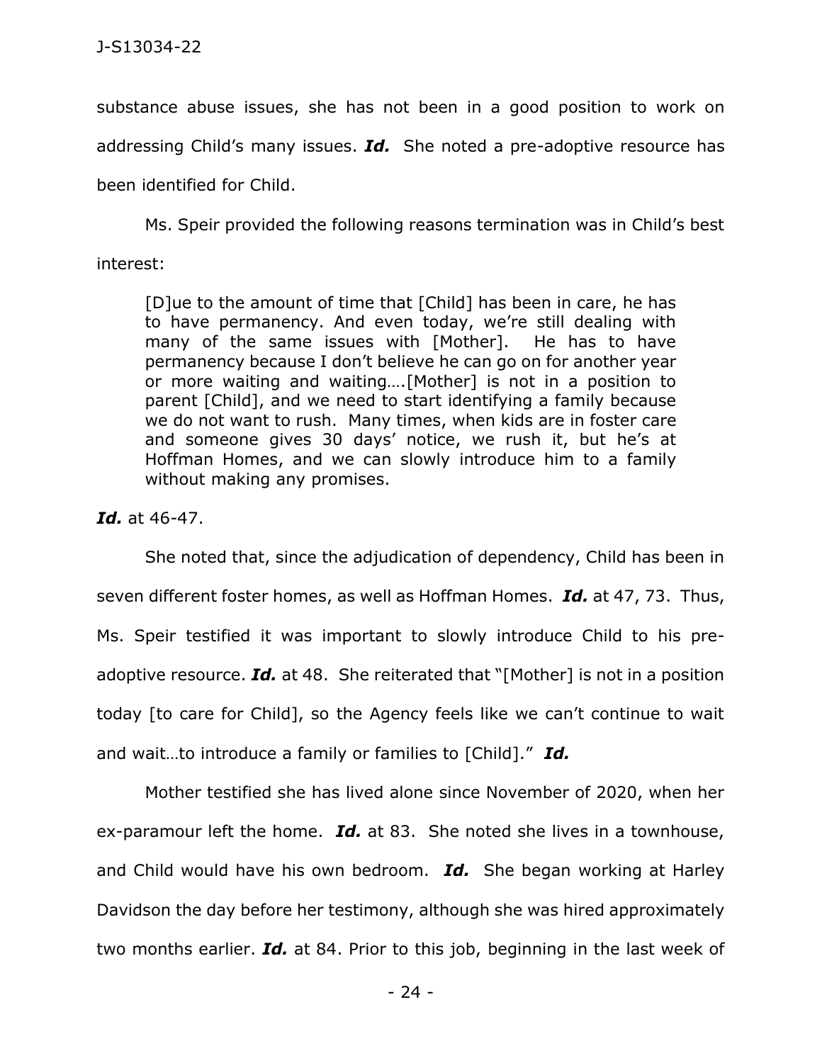substance abuse issues, she has not been in a good position to work on addressing Child's many issues. ***Id.*** She noted a pre-adoptive resource has been identified for Child.

Ms. Speir provided the following reasons termination was in Child's best interest:

> [D]ue to the amount of time that [Child] has been in care, he has to have permanency. And even today, we're still dealing with many of the same issues with [Mother]. He has to have permanency because I don't believe he can go on for another year or more waiting and waiting….[Mother] is not in a position to parent [Child], and we need to start identifying a family because we do not want to rush. Many times, when kids are in foster care and someone gives 30 days' notice, we rush it, but he's at Hoffman Homes, and we can slowly introduce him to a family without making any promises.

***Id.*** at 46-47.

She noted that, since the adjudication of dependency, Child has been in seven different foster homes, as well as Hoffman Homes. ***Id.*** at 47, 73. Thus, Ms. Speir testified it was important to slowly introduce Child to his pre-adoptive resource. ***Id.*** at 48. She reiterated that "[Mother] is not in a position today [to care for Child], so the Agency feels like we can't continue to wait and wait…to introduce a family or families to [Child]." ***Id.***

Mother testified she has lived alone since November of 2020, when her ex-paramour left the home. ***Id.*** at 83. She noted she lives in a townhouse, and Child would have his own bedroom. ***Id.*** She began working at Harley Davidson the day before her testimony, although she was hired approximately two months earlier. ***Id.*** at 84. Prior to this job, beginning in the last week of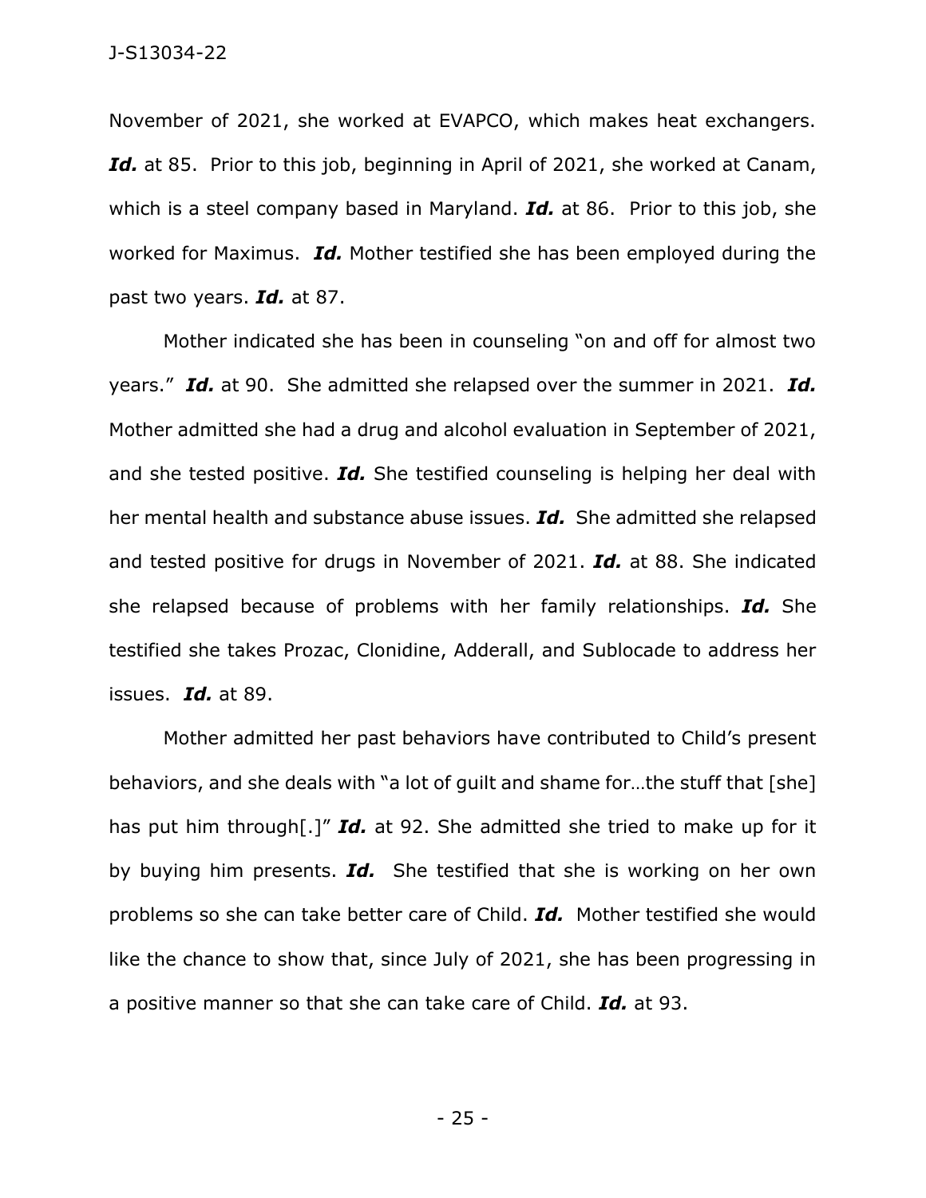November of 2021, she worked at EVAPCO, which makes heat exchangers. ***Id.*** at 85. Prior to this job, beginning in April of 2021, she worked at Canam, which is a steel company based in Maryland. ***Id.*** at 86. Prior to this job, she worked for Maximus. ***Id.*** Mother testified she has been employed during the past two years. ***Id.*** at 87.

Mother indicated she has been in counseling "on and off for almost two years." ***Id.*** at 90. She admitted she relapsed over the summer in 2021. ***Id.*** Mother admitted she had a drug and alcohol evaluation in September of 2021, and she tested positive. ***Id.*** She testified counseling is helping her deal with her mental health and substance abuse issues. ***Id.*** She admitted she relapsed and tested positive for drugs in November of 2021. ***Id.*** at 88. She indicated she relapsed because of problems with her family relationships. ***Id.*** She testified she takes Prozac, Clonidine, Adderall, and Sublocade to address her issues. ***Id.*** at 89.

Mother admitted her past behaviors have contributed to Child's present behaviors, and she deals with "a lot of guilt and shame for…the stuff that [she] has put him through[.]" ***Id.*** at 92. She admitted she tried to make up for it by buying him presents. ***Id.*** She testified that she is working on her own problems so she can take better care of Child. ***Id.*** Mother testified she would like the chance to show that, since July of 2021, she has been progressing in a positive manner so that she can take care of Child. ***Id.*** at 93.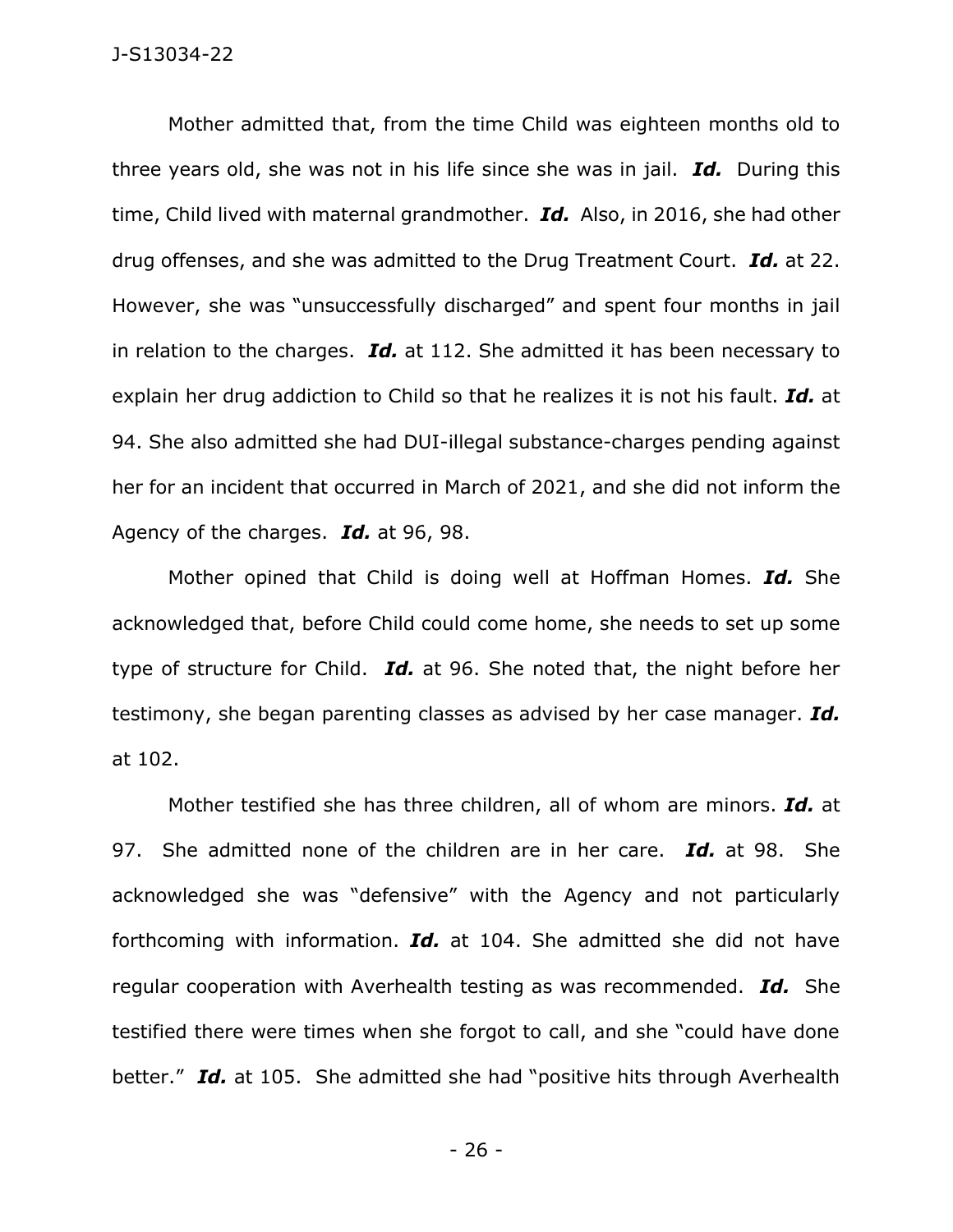Mother admitted that, from the time Child was eighteen months old to three years old, she was not in his life since she was in jail. ***Id.*** During this time, Child lived with maternal grandmother. ***Id.*** Also, in 2016, she had other drug offenses, and she was admitted to the Drug Treatment Court. ***Id.*** at 22. However, she was "unsuccessfully discharged" and spent four months in jail in relation to the charges. ***Id.*** at 112. She admitted it has been necessary to explain her drug addiction to Child so that he realizes it is not his fault. ***Id.*** at 94. She also admitted she had DUI-illegal substance-charges pending against her for an incident that occurred in March of 2021, and she did not inform the Agency of the charges. ***Id.*** at 96, 98.

Mother opined that Child is doing well at Hoffman Homes. ***Id.*** She acknowledged that, before Child could come home, she needs to set up some type of structure for Child. ***Id.*** at 96. She noted that, the night before her testimony, she began parenting classes as advised by her case manager. ***Id.*** at 102.

Mother testified she has three children, all of whom are minors. ***Id.*** at 97. She admitted none of the children are in her care. ***Id.*** at 98. She acknowledged she was "defensive" with the Agency and not particularly forthcoming with information. ***Id.*** at 104. She admitted she did not have regular cooperation with Averhealth testing as was recommended. ***Id.*** She testified there were times when she forgot to call, and she "could have done better." ***Id.*** at 105. She admitted she had "positive hits through Averhealth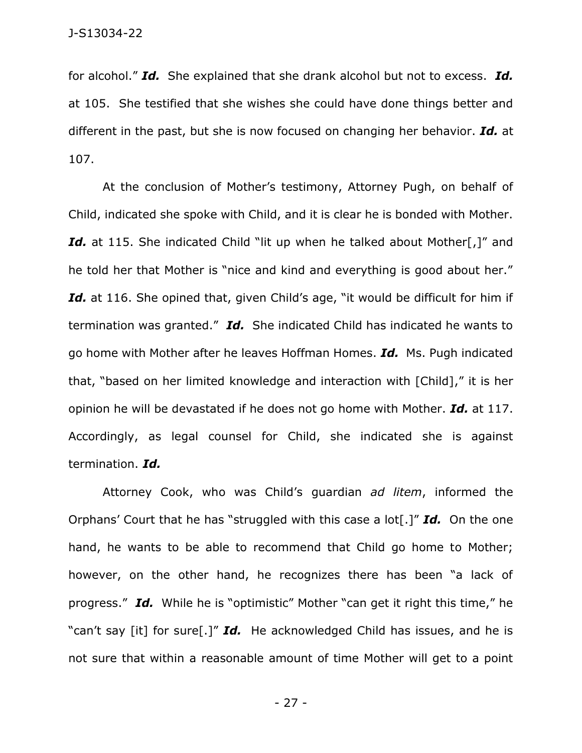for alcohol." ***Id.*** She explained that she drank alcohol but not to excess. ***Id.*** at 105. She testified that she wishes she could have done things better and different in the past, but she is now focused on changing her behavior. ***Id.*** at 107.

At the conclusion of Mother's testimony, Attorney Pugh, on behalf of Child, indicated she spoke with Child, and it is clear he is bonded with Mother. ***Id.*** at 115. She indicated Child "lit up when he talked about Mother[,]" and he told her that Mother is "nice and kind and everything is good about her." ***Id.*** at 116. She opined that, given Child's age, "it would be difficult for him if termination was granted." ***Id.*** She indicated Child has indicated he wants to go home with Mother after he leaves Hoffman Homes. ***Id.*** Ms. Pugh indicated that, "based on her limited knowledge and interaction with [Child]," it is her opinion he will be devastated if he does not go home with Mother. ***Id.*** at 117. Accordingly, as legal counsel for Child, she indicated she is against termination. ***Id.***

Attorney Cook, who was Child's guardian *ad litem*, informed the Orphans' Court that he has "struggled with this case a lot[.]" ***Id.*** On the one hand, he wants to be able to recommend that Child go home to Mother; however, on the other hand, he recognizes there has been "a lack of progress." ***Id.*** While he is "optimistic" Mother "can get it right this time," he "can't say [it] for sure[.]" ***Id.*** He acknowledged Child has issues, and he is not sure that within a reasonable amount of time Mother will get to a point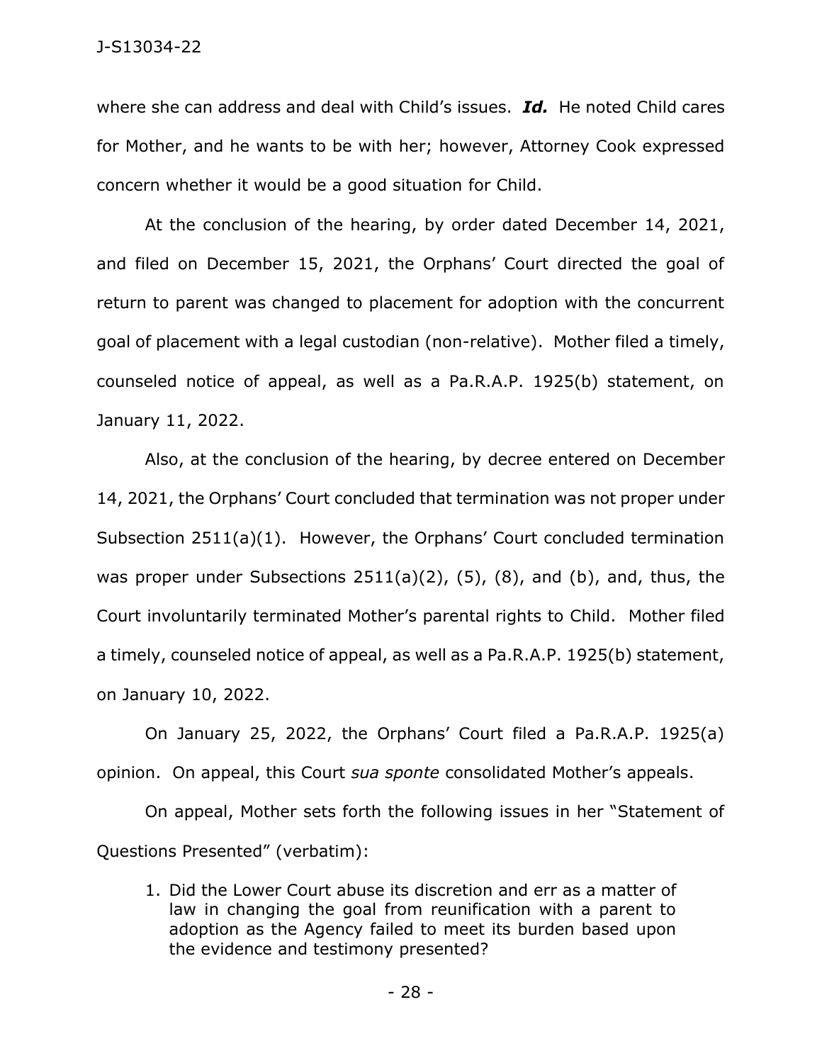where she can address and deal with Child's issues. ***Id.*** He noted Child cares for Mother, and he wants to be with her; however, Attorney Cook expressed concern whether it would be a good situation for Child.

At the conclusion of the hearing, by order dated December 14, 2021, and filed on December 15, 2021, the Orphans' Court directed the goal of return to parent was changed to placement for adoption with the concurrent goal of placement with a legal custodian (non-relative). Mother filed a timely, counseled notice of appeal, as well as a Pa.R.A.P. 1925(b) statement, on January 11, 2022.

Also, at the conclusion of the hearing, by decree entered on December 14, 2021, the Orphans' Court concluded that termination was not proper under Subsection 2511(a)(1). However, the Orphans' Court concluded termination was proper under Subsections 2511(a)(2), (5), (8), and (b), and, thus, the Court involuntarily terminated Mother's parental rights to Child. Mother filed a timely, counseled notice of appeal, as well as a Pa.R.A.P. 1925(b) statement, on January 10, 2022.

On January 25, 2022, the Orphans' Court filed a Pa.R.A.P. 1925(a) opinion. On appeal, this Court *sua sponte* consolidated Mother's appeals.

On appeal, Mother sets forth the following issues in her "Statement of Questions Presented" (verbatim):

> 1. Did the Lower Court abuse its discretion and err as a matter of law in changing the goal from reunification with a parent to adoption as the Agency failed to meet its burden based upon the evidence and testimony presented?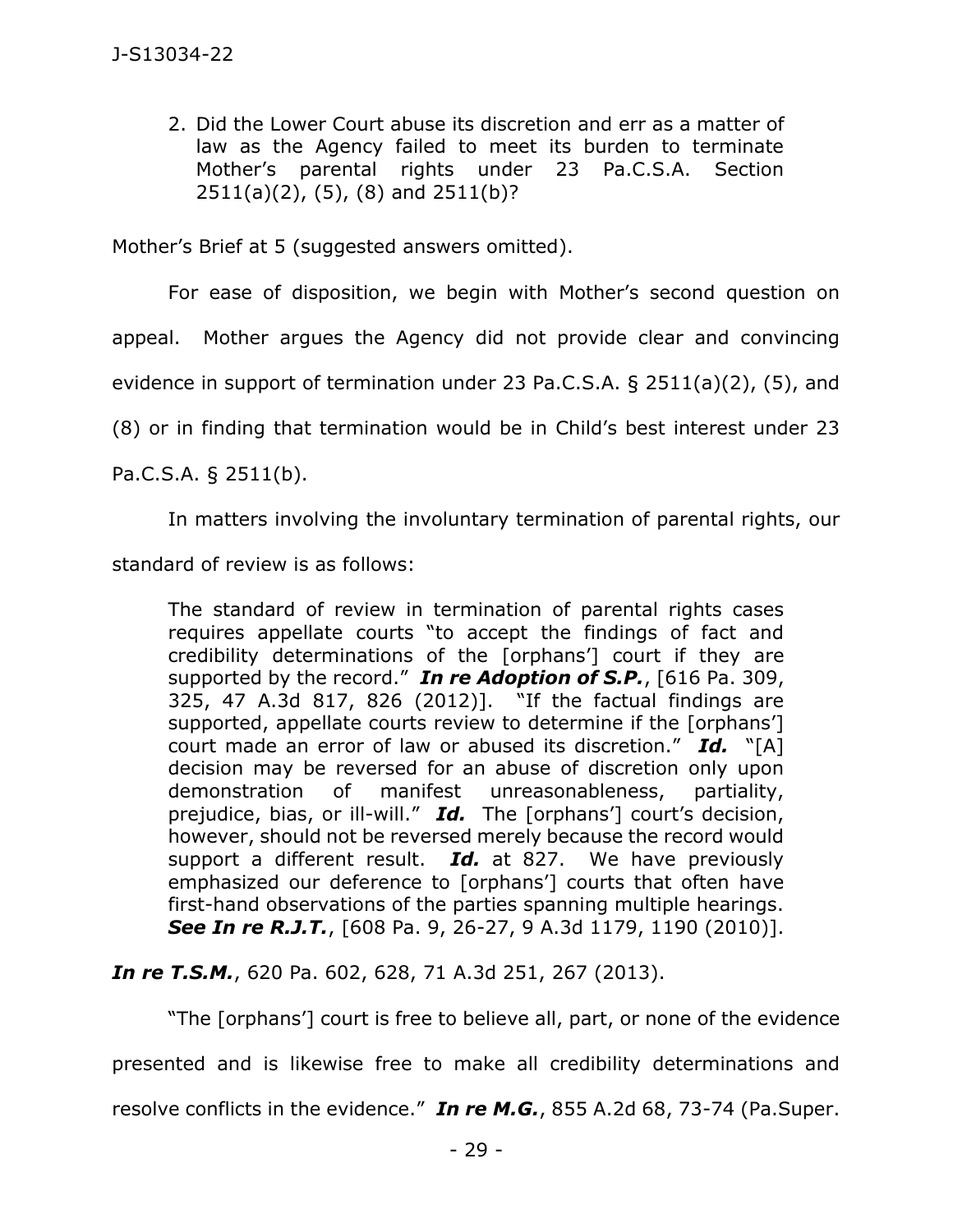2. Did the Lower Court abuse its discretion and err as a matter of law as the Agency failed to meet its burden to terminate Mother's parental rights under 23 Pa.C.S.A. Section 2511(a)(2), (5), (8) and 2511(b)?

Mother's Brief at 5 (suggested answers omitted).

For ease of disposition, we begin with Mother's second question on appeal. Mother argues the Agency did not provide clear and convincing evidence in support of termination under 23 Pa.C.S.A. § 2511(a)(2), (5), and (8) or in finding that termination would be in Child's best interest under 23 Pa.C.S.A. § 2511(b).

In matters involving the involuntary termination of parental rights, our standard of review is as follows:

> The standard of review in termination of parental rights cases requires appellate courts "to accept the findings of fact and credibility determinations of the [orphans'] court if they are supported by the record." ***In re Adoption of S.P.***, [616 Pa. 309, 325, 47 A.3d 817, 826 (2012)]. "If the factual findings are supported, appellate courts review to determine if the [orphans'] court made an error of law or abused its discretion." ***Id.*** "[A] decision may be reversed for an abuse of discretion only upon demonstration of manifest unreasonableness, partiality, prejudice, bias, or ill-will." ***Id.*** The [orphans'] court's decision, however, should not be reversed merely because the record would support a different result. ***Id.*** at 827. We have previously emphasized our deference to [orphans'] courts that often have first-hand observations of the parties spanning multiple hearings. ***See In re R.J.T.***, [608 Pa. 9, 26-27, 9 A.3d 1179, 1190 (2010)].

***In re T.S.M.***, 620 Pa. 602, 628, 71 A.3d 251, 267 (2013).

"The [orphans'] court is free to believe all, part, or none of the evidence presented and is likewise free to make all credibility determinations and resolve conflicts in the evidence." ***In re M.G.***, 855 A.2d 68, 73-74 (Pa.Super.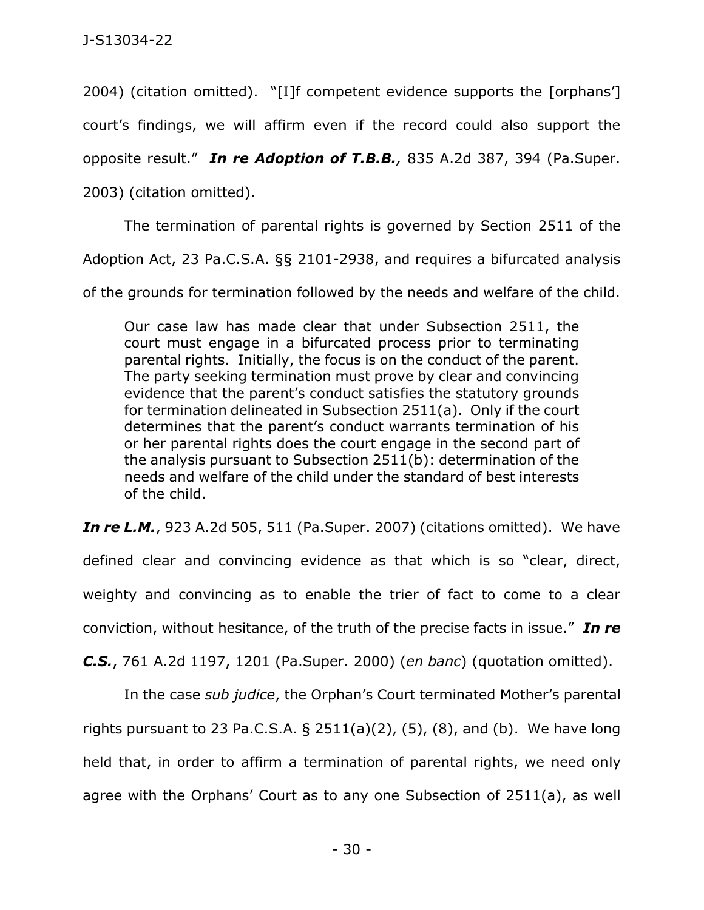2004) (citation omitted). "[I]f competent evidence supports the [orphans'] court's findings, we will affirm even if the record could also support the opposite result." ***In re Adoption of T.B.B.**,* 835 A.2d 387, 394 (Pa.Super. 2003) (citation omitted).

The termination of parental rights is governed by Section 2511 of the Adoption Act, 23 Pa.C.S.A. §§ 2101-2938, and requires a bifurcated analysis of the grounds for termination followed by the needs and welfare of the child.

> Our case law has made clear that under Subsection 2511, the court must engage in a bifurcated process prior to terminating parental rights. Initially, the focus is on the conduct of the parent. The party seeking termination must prove by clear and convincing evidence that the parent's conduct satisfies the statutory grounds for termination delineated in Subsection 2511(a). Only if the court determines that the parent's conduct warrants termination of his or her parental rights does the court engage in the second part of the analysis pursuant to Subsection 2511(b): determination of the needs and welfare of the child under the standard of best interests of the child.

***In re L.M.***, 923 A.2d 505, 511 (Pa.Super. 2007) (citations omitted). We have defined clear and convincing evidence as that which is so "clear, direct, weighty and convincing as to enable the trier of fact to come to a clear conviction, without hesitance, of the truth of the precise facts in issue." ***In re C.S.***, 761 A.2d 1197, 1201 (Pa.Super. 2000) (*en banc*) (quotation omitted).

In the case *sub judice*, the Orphan's Court terminated Mother's parental rights pursuant to 23 Pa.C.S.A. § 2511(a)(2), (5), (8), and (b). We have long held that, in order to affirm a termination of parental rights, we need only agree with the Orphans' Court as to any one Subsection of 2511(a), as well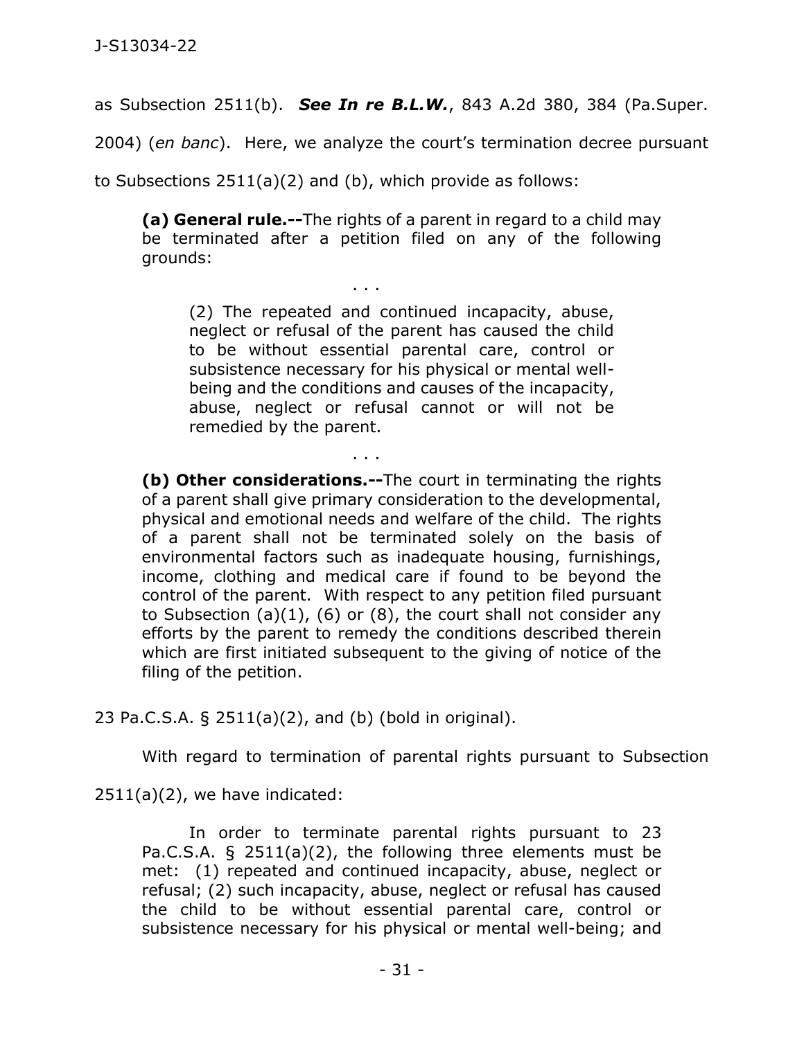as Subsection 2511(b). ***See In re B.L.W.***, 843 A.2d 380, 384 (Pa.Super. 2004) (*en banc*). Here, we analyze the court's termination decree pursuant to Subsections 2511(a)(2) and (b), which provide as follows:

> **(a) General rule.--**The rights of a parent in regard to a child may be terminated after a petition filed on any of the following grounds:
>
> . . .
>
> > (2) The repeated and continued incapacity, abuse, neglect or refusal of the parent has caused the child to be without essential parental care, control or subsistence necessary for his physical or mental well-being and the conditions and causes of the incapacity, abuse, neglect or refusal cannot or will not be remedied by the parent.
>
> . . .
>
> **(b) Other considerations.--**The court in terminating the rights of a parent shall give primary consideration to the developmental, physical and emotional needs and welfare of the child. The rights of a parent shall not be terminated solely on the basis of environmental factors such as inadequate housing, furnishings, income, clothing and medical care if found to be beyond the control of the parent. With respect to any petition filed pursuant to Subsection (a)(1), (6) or (8), the court shall not consider any efforts by the parent to remedy the conditions described therein which are first initiated subsequent to the giving of notice of the filing of the petition.

23 Pa.C.S.A. § 2511(a)(2), and (b) (bold in original).

With regard to termination of parental rights pursuant to Subsection 2511(a)(2), we have indicated:

> In order to terminate parental rights pursuant to 23 Pa.C.S.A. § 2511(a)(2), the following three elements must be met: (1) repeated and continued incapacity, abuse, neglect or refusal; (2) such incapacity, abuse, neglect or refusal has caused the child to be without essential parental care, control or subsistence necessary for his physical or mental well-being; and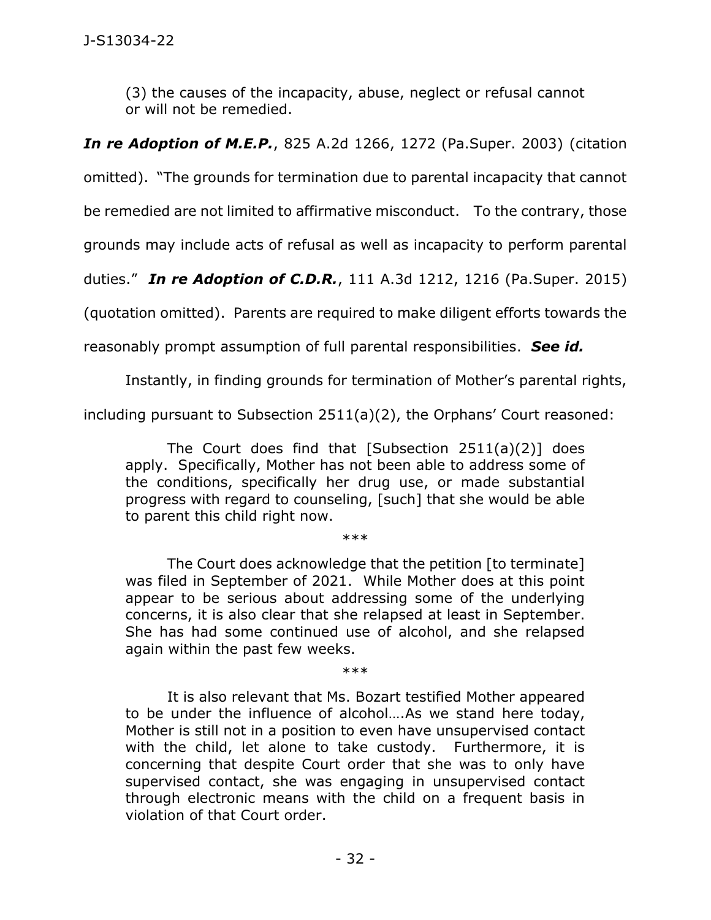> (3) the causes of the incapacity, abuse, neglect or refusal cannot or will not be remedied.

***In re Adoption of M.E.P.***, 825 A.2d 1266, 1272 (Pa.Super. 2003) (citation omitted). "The grounds for termination due to parental incapacity that cannot be remedied are not limited to affirmative misconduct. To the contrary, those grounds may include acts of refusal as well as incapacity to perform parental duties." ***In re Adoption of C.D.R.***, 111 A.3d 1212, 1216 (Pa.Super. 2015) (quotation omitted). Parents are required to make diligent efforts towards the reasonably prompt assumption of full parental responsibilities. ***See id.***

Instantly, in finding grounds for termination of Mother's parental rights, including pursuant to Subsection 2511(a)(2), the Orphans' Court reasoned:

> The Court does find that [Subsection 2511(a)(2)] does apply. Specifically, Mother has not been able to address some of the conditions, specifically her drug use, or made substantial progress with regard to counseling, [such] that she would be able to parent this child right now.
>
> \*\*\*
>
> The Court does acknowledge that the petition [to terminate] was filed in September of 2021. While Mother does at this point appear to be serious about addressing some of the underlying concerns, it is also clear that she relapsed at least in September. She has had some continued use of alcohol, and she relapsed again within the past few weeks.
>
> \*\*\*
>
> It is also relevant that Ms. Bozart testified Mother appeared to be under the influence of alcohol….As we stand here today, Mother is still not in a position to even have unsupervised contact with the child, let alone to take custody. Furthermore, it is concerning that despite Court order that she was to only have supervised contact, she was engaging in unsupervised contact through electronic means with the child on a frequent basis in violation of that Court order.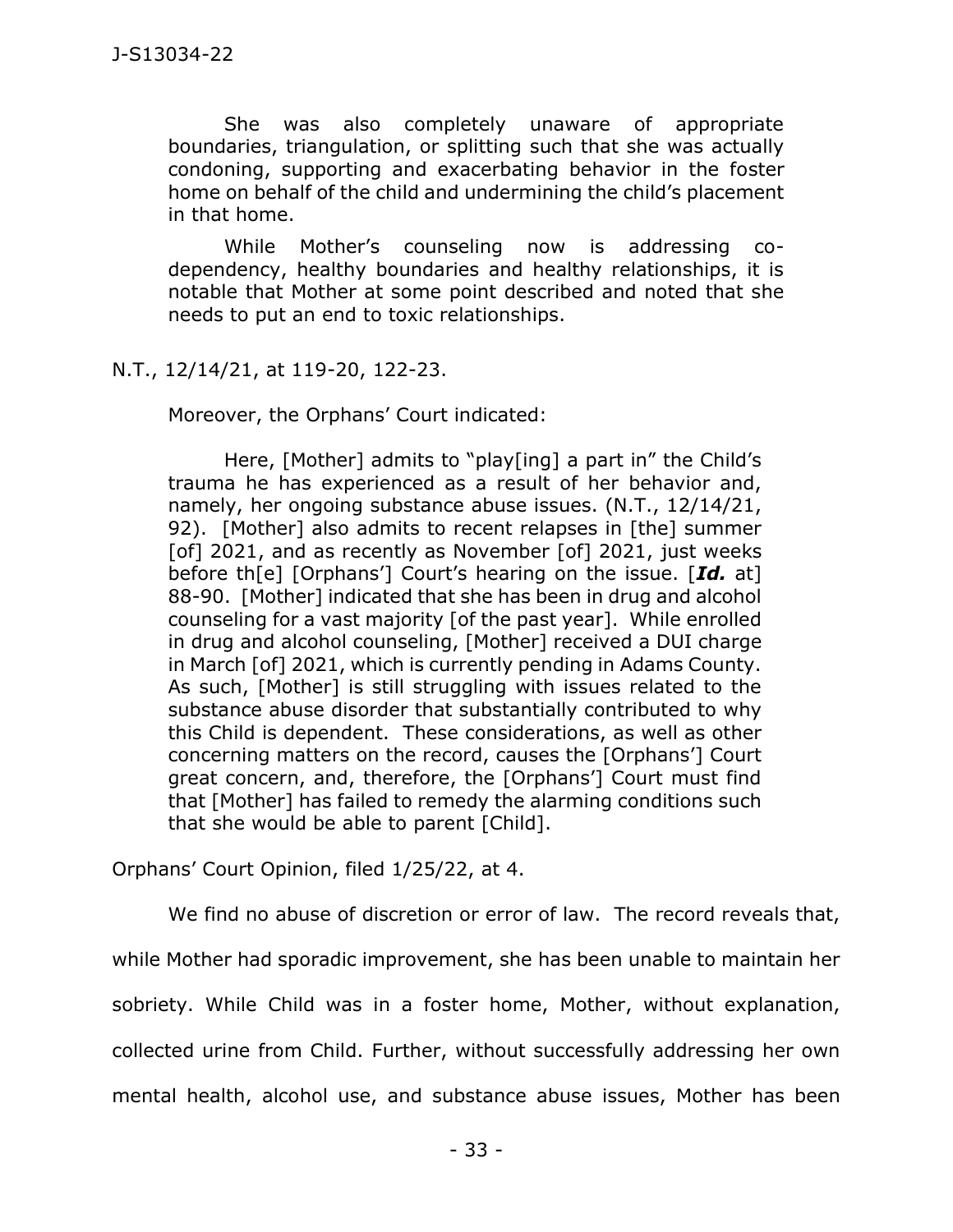> She was also completely unaware of appropriate boundaries, triangulation, or splitting such that she was actually condoning, supporting and exacerbating behavior in the foster home on behalf of the child and undermining the child's placement in that home.
>
> While Mother's counseling now is addressing co-dependency, healthy boundaries and healthy relationships, it is notable that Mother at some point described and noted that she needs to put an end to toxic relationships.

N.T., 12/14/21, at 119-20, 122-23.

Moreover, the Orphans' Court indicated:

> Here, [Mother] admits to "play[ing] a part in" the Child's trauma he has experienced as a result of her behavior and, namely, her ongoing substance abuse issues. (N.T., 12/14/21, 92). [Mother] also admits to recent relapses in [the] summer [of] 2021, and as recently as November [of] 2021, just weeks before th[e] [Orphans'] Court's hearing on the issue. [***Id.*** at] 88-90. [Mother] indicated that she has been in drug and alcohol counseling for a vast majority [of the past year]. While enrolled in drug and alcohol counseling, [Mother] received a DUI charge in March [of] 2021, which is currently pending in Adams County. As such, [Mother] is still struggling with issues related to the substance abuse disorder that substantially contributed to why this Child is dependent. These considerations, as well as other concerning matters on the record, causes the [Orphans'] Court great concern, and, therefore, the [Orphans'] Court must find that [Mother] has failed to remedy the alarming conditions such that she would be able to parent [Child].

Orphans' Court Opinion, filed 1/25/22, at 4.

We find no abuse of discretion or error of law. The record reveals that, while Mother had sporadic improvement, she has been unable to maintain her sobriety. While Child was in a foster home, Mother, without explanation, collected urine from Child. Further, without successfully addressing her own mental health, alcohol use, and substance abuse issues, Mother has been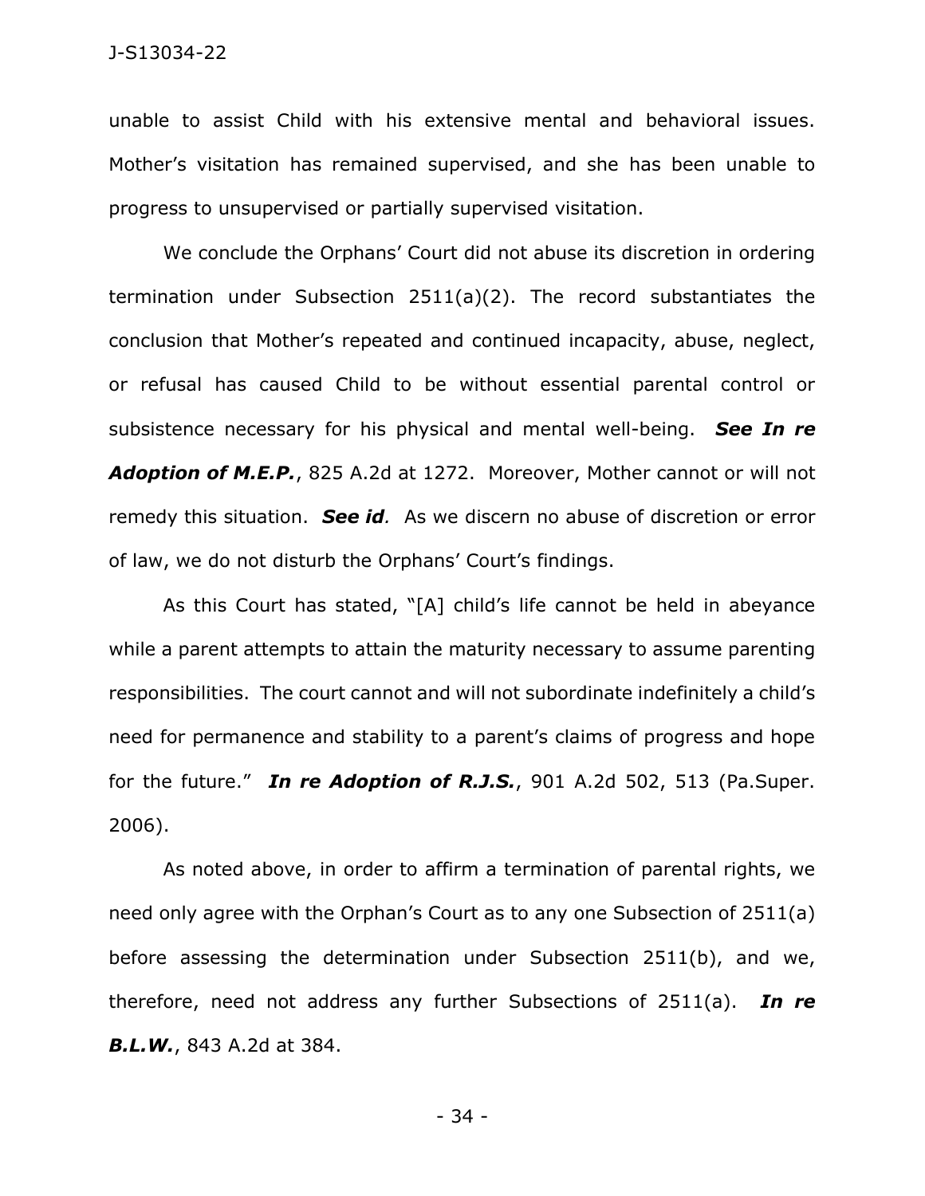unable to assist Child with his extensive mental and behavioral issues. Mother's visitation has remained supervised, and she has been unable to progress to unsupervised or partially supervised visitation.

We conclude the Orphans' Court did not abuse its discretion in ordering termination under Subsection 2511(a)(2). The record substantiates the conclusion that Mother's repeated and continued incapacity, abuse, neglect, or refusal has caused Child to be without essential parental control or subsistence necessary for his physical and mental well-being. ***See In re Adoption of M.E.P.***, 825 A.2d at 1272. Moreover, Mother cannot or will not remedy this situation. ***See id***. As we discern no abuse of discretion or error of law, we do not disturb the Orphans' Court's findings.

As this Court has stated, "[A] child's life cannot be held in abeyance while a parent attempts to attain the maturity necessary to assume parenting responsibilities. The court cannot and will not subordinate indefinitely a child's need for permanence and stability to a parent's claims of progress and hope for the future." ***In re Adoption of R.J.S.***, 901 A.2d 502, 513 (Pa.Super. 2006).

As noted above, in order to affirm a termination of parental rights, we need only agree with the Orphan's Court as to any one Subsection of 2511(a) before assessing the determination under Subsection 2511(b), and we, therefore, need not address any further Subsections of 2511(a). ***In re B.L.W.***, 843 A.2d at 384.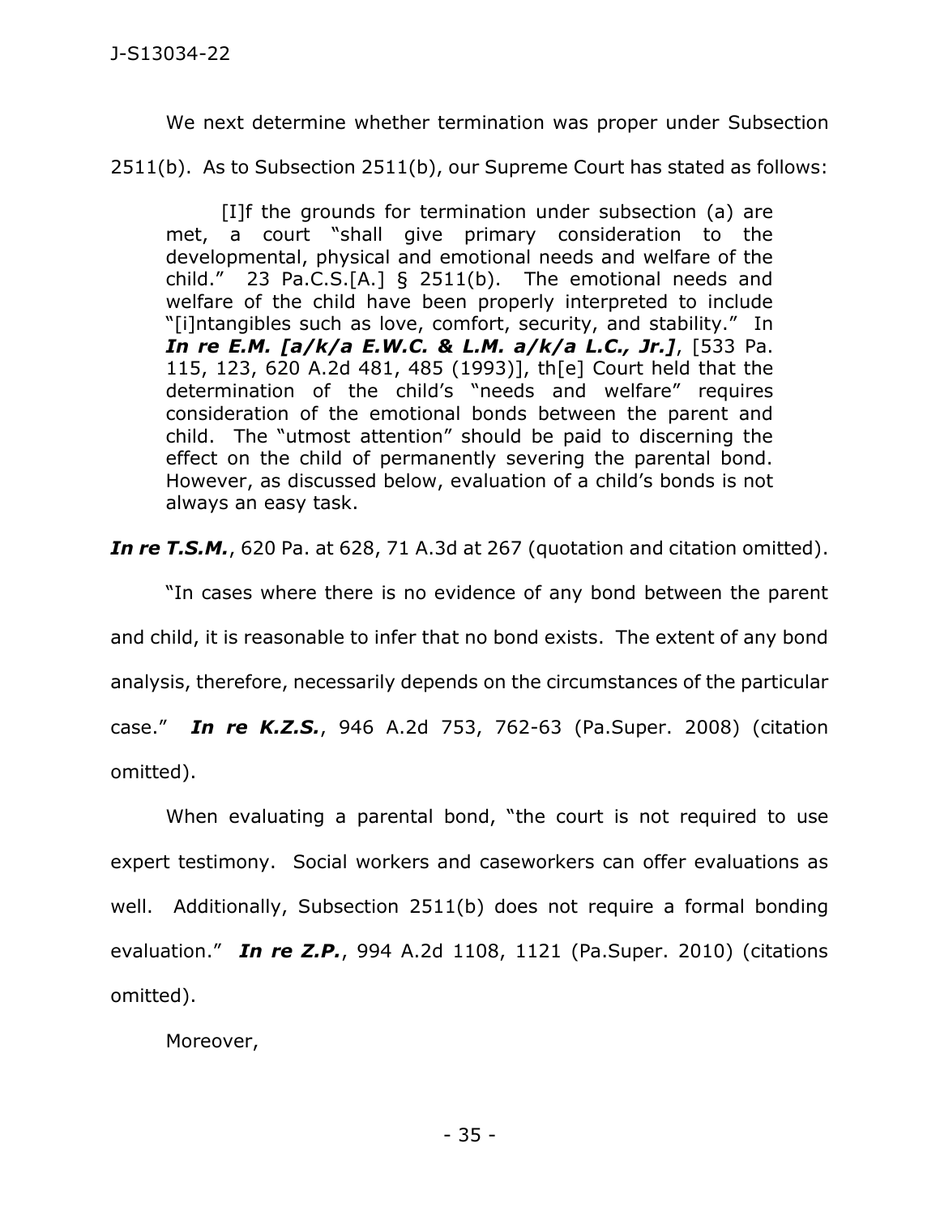We next determine whether termination was proper under Subsection 2511(b). As to Subsection 2511(b), our Supreme Court has stated as follows:

> [I]f the grounds for termination under subsection (a) are met, a court "shall give primary consideration to the developmental, physical and emotional needs and welfare of the child." 23 Pa.C.S.[A.] § 2511(b). The emotional needs and welfare of the child have been properly interpreted to include "[i]ntangibles such as love, comfort, security, and stability." In ***In re E.M. [a/k/a E.W.C. & L.M. a/k/a L.C., Jr.]***, [533 Pa. 115, 123, 620 A.2d 481, 485 (1993)], th[e] Court held that the determination of the child's "needs and welfare" requires consideration of the emotional bonds between the parent and child. The "utmost attention" should be paid to discerning the effect on the child of permanently severing the parental bond. However, as discussed below, evaluation of a child's bonds is not always an easy task.

***In re T.S.M.***, 620 Pa. at 628, 71 A.3d at 267 (quotation and citation omitted).

"In cases where there is no evidence of any bond between the parent and child, it is reasonable to infer that no bond exists. The extent of any bond analysis, therefore, necessarily depends on the circumstances of the particular case." ***In re K.Z.S.***, 946 A.2d 753, 762-63 (Pa.Super. 2008) (citation omitted).

When evaluating a parental bond, "the court is not required to use expert testimony. Social workers and caseworkers can offer evaluations as well. Additionally, Subsection 2511(b) does not require a formal bonding evaluation." ***In re Z.P.***, 994 A.2d 1108, 1121 (Pa.Super. 2010) (citations omitted).

Moreover,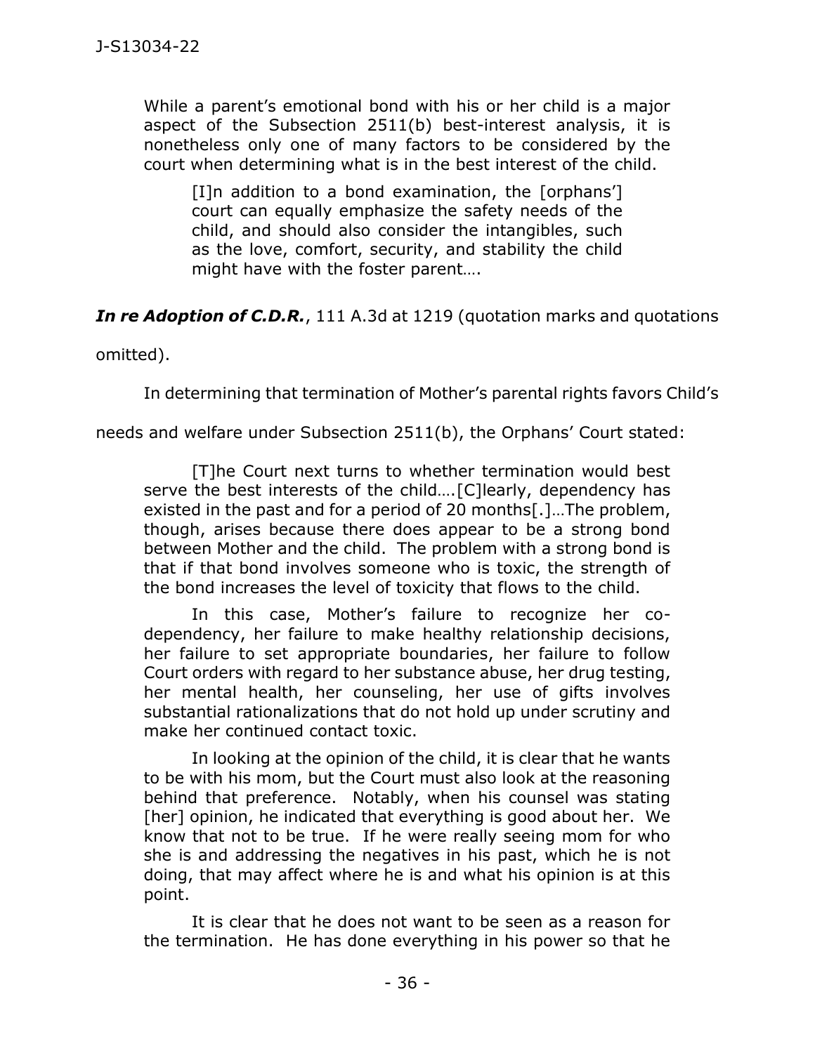> While a parent's emotional bond with his or her child is a major aspect of the Subsection 2511(b) best-interest analysis, it is nonetheless only one of many factors to be considered by the court when determining what is in the best interest of the child.
>
> > [I]n addition to a bond examination, the [orphans'] court can equally emphasize the safety needs of the child, and should also consider the intangibles, such as the love, comfort, security, and stability the child might have with the foster parent….

***In re Adoption of C.D.R.***, 111 A.3d at 1219 (quotation marks and quotations omitted).

In determining that termination of Mother's parental rights favors Child's needs and welfare under Subsection 2511(b), the Orphans' Court stated:

> [T]he Court next turns to whether termination would best serve the best interests of the child….[C]learly, dependency has existed in the past and for a period of 20 months[.]…The problem, though, arises because there does appear to be a strong bond between Mother and the child. The problem with a strong bond is that if that bond involves someone who is toxic, the strength of the bond increases the level of toxicity that flows to the child.
>
> In this case, Mother's failure to recognize her co-dependency, her failure to make healthy relationship decisions, her failure to set appropriate boundaries, her failure to follow Court orders with regard to her substance abuse, her drug testing, her mental health, her counseling, her use of gifts involves substantial rationalizations that do not hold up under scrutiny and make her continued contact toxic.
>
> In looking at the opinion of the child, it is clear that he wants to be with his mom, but the Court must also look at the reasoning behind that preference. Notably, when his counsel was stating [her] opinion, he indicated that everything is good about her. We know that not to be true. If he were really seeing mom for who she is and addressing the negatives in his past, which he is not doing, that may affect where he is and what his opinion is at this point.
>
> It is clear that he does not want to be seen as a reason for the termination. He has done everything in his power so that he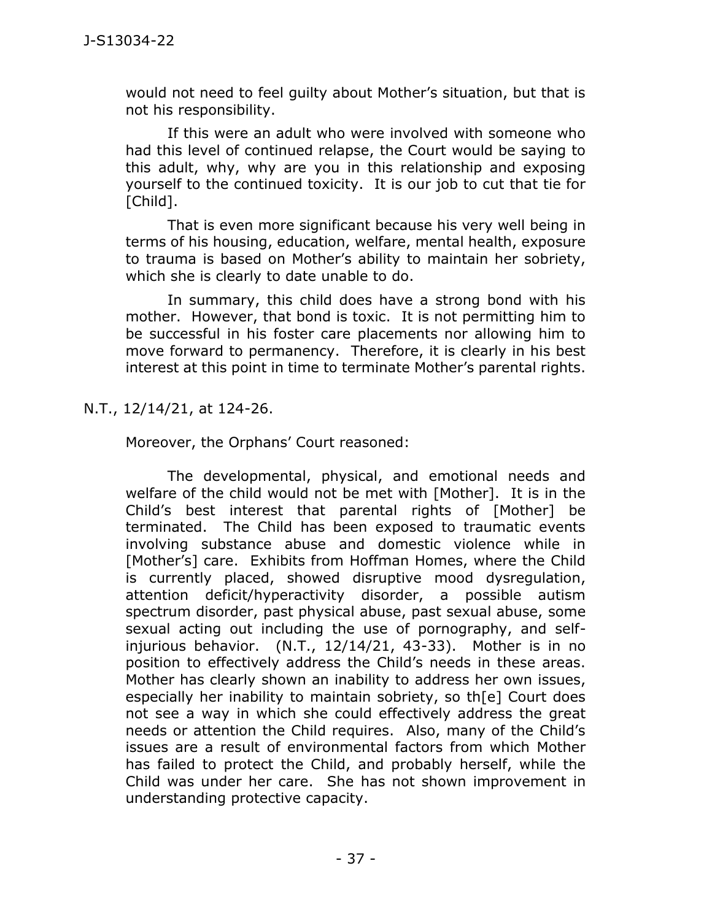> would not need to feel guilty about Mother's situation, but that is not his responsibility.
>
> If this were an adult who were involved with someone who had this level of continued relapse, the Court would be saying to this adult, why, why are you in this relationship and exposing yourself to the continued toxicity. It is our job to cut that tie for [Child].
>
> That is even more significant because his very well being in terms of his housing, education, welfare, mental health, exposure to trauma is based on Mother's ability to maintain her sobriety, which she is clearly to date unable to do.
>
> In summary, this child does have a strong bond with his mother. However, that bond is toxic. It is not permitting him to be successful in his foster care placements nor allowing him to move forward to permanency. Therefore, it is clearly in his best interest at this point in time to terminate Mother's parental rights.

N.T., 12/14/21, at 124-26.

Moreover, the Orphans' Court reasoned:

> The developmental, physical, and emotional needs and welfare of the child would not be met with [Mother]. It is in the Child's best interest that parental rights of [Mother] be terminated. The Child has been exposed to traumatic events involving substance abuse and domestic violence while in [Mother's] care. Exhibits from Hoffman Homes, where the Child is currently placed, showed disruptive mood dysregulation, attention deficit/hyperactivity disorder, a possible autism spectrum disorder, past physical abuse, past sexual abuse, some sexual acting out including the use of pornography, and self-injurious behavior. (N.T., 12/14/21, 43-33). Mother is in no position to effectively address the Child's needs in these areas. Mother has clearly shown an inability to address her own issues, especially her inability to maintain sobriety, so th[e] Court does not see a way in which she could effectively address the great needs or attention the Child requires. Also, many of the Child's issues are a result of environmental factors from which Mother has failed to protect the Child, and probably herself, while the Child was under her care. She has not shown improvement in understanding protective capacity.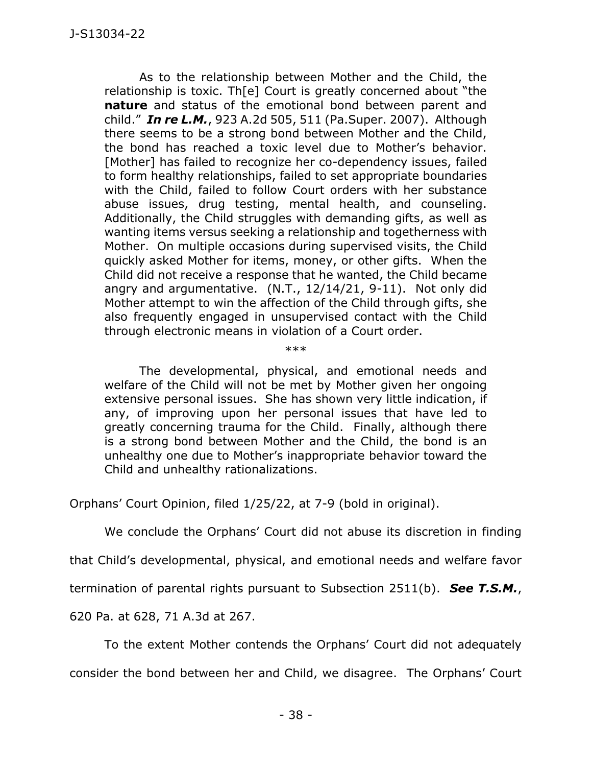As to the relationship between Mother and the Child, the relationship is toxic. Th[e] Court is greatly concerned about "the **nature** and status of the emotional bond between parent and child." ***In re L.M.***, 923 A.2d 505, 511 (Pa.Super. 2007). Although there seems to be a strong bond between Mother and the Child, the bond has reached a toxic level due to Mother's behavior. [Mother] has failed to recognize her co-dependency issues, failed to form healthy relationships, failed to set appropriate boundaries with the Child, failed to follow Court orders with her substance abuse issues, drug testing, mental health, and counseling. Additionally, the Child struggles with demanding gifts, as well as wanting items versus seeking a relationship and togetherness with Mother. On multiple occasions during supervised visits, the Child quickly asked Mother for items, money, or other gifts. When the Child did not receive a response that he wanted, the Child became angry and argumentative. (N.T., 12/14/21, 9-11). Not only did Mother attempt to win the affection of the Child through gifts, she also frequently engaged in unsupervised contact with the Child through electronic means in violation of a Court order.

\*\*\*

The developmental, physical, and emotional needs and welfare of the Child will not be met by Mother given her ongoing extensive personal issues. She has shown very little indication, if any, of improving upon her personal issues that have led to greatly concerning trauma for the Child. Finally, although there is a strong bond between Mother and the Child, the bond is an unhealthy one due to Mother's inappropriate behavior toward the Child and unhealthy rationalizations.

Orphans' Court Opinion, filed 1/25/22, at 7-9 (bold in original).

We conclude the Orphans' Court did not abuse its discretion in finding that Child's developmental, physical, and emotional needs and welfare favor termination of parental rights pursuant to Subsection 2511(b). ***See T.S.M.***, 620 Pa. at 628, 71 A.3d at 267.

To the extent Mother contends the Orphans' Court did not adequately consider the bond between her and Child, we disagree. The Orphans' Court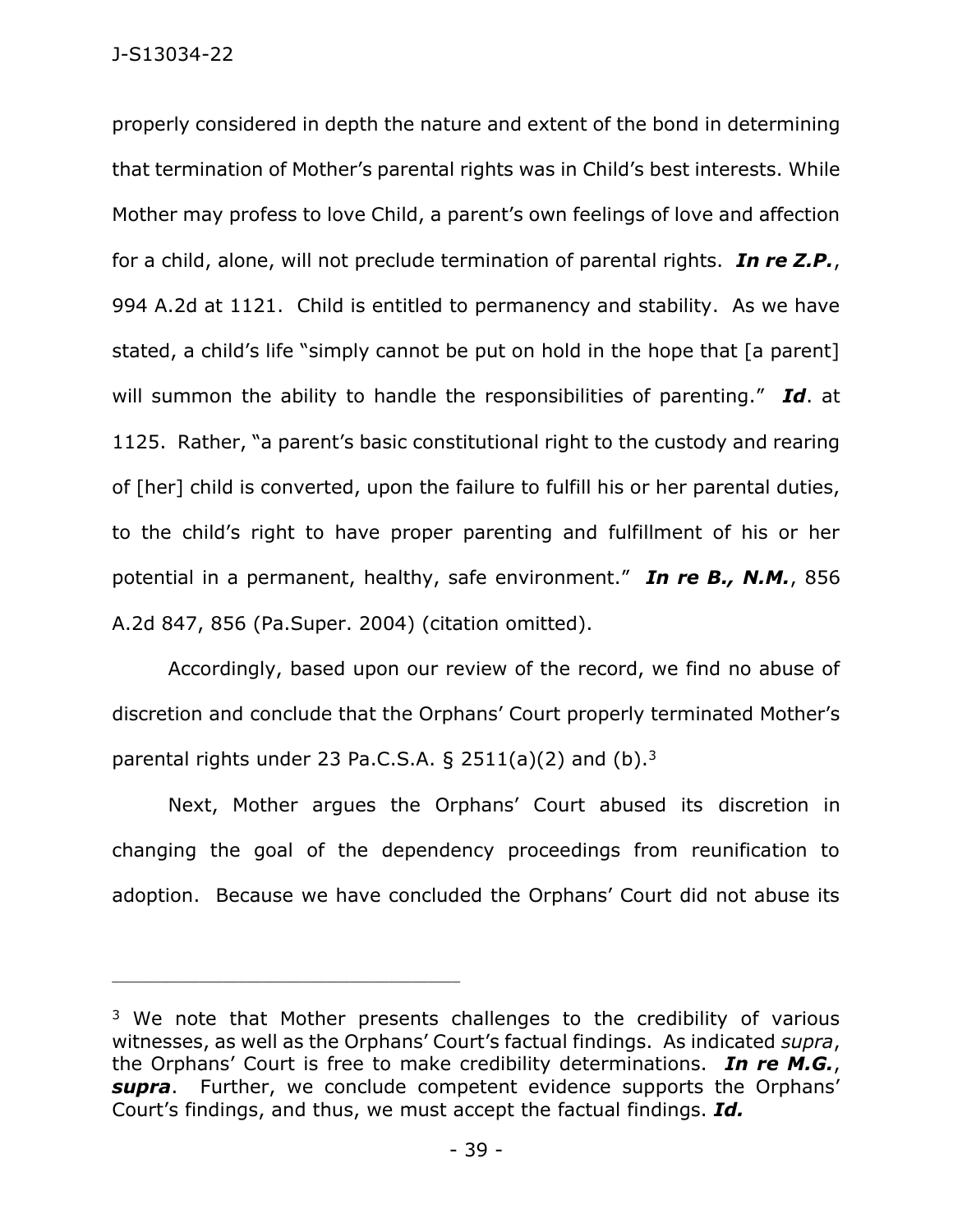properly considered in depth the nature and extent of the bond in determining that termination of Mother's parental rights was in Child's best interests. While Mother may profess to love Child, a parent's own feelings of love and affection for a child, alone, will not preclude termination of parental rights. ***In re Z.P.***, 994 A.2d at 1121. Child is entitled to permanency and stability. As we have stated, a child's life "simply cannot be put on hold in the hope that [a parent] will summon the ability to handle the responsibilities of parenting." ***Id***. at 1125. Rather, "a parent's basic constitutional right to the custody and rearing of [her] child is converted, upon the failure to fulfill his or her parental duties, to the child's right to have proper parenting and fulfillment of his or her potential in a permanent, healthy, safe environment." ***In re B., N.M.***, 856 A.2d 847, 856 (Pa.Super. 2004) (citation omitted).

Accordingly, based upon our review of the record, we find no abuse of discretion and conclude that the Orphans' Court properly terminated Mother's parental rights under 23 Pa.C.S.A. § 2511(a)(2) and (b).[3]

Next, Mother argues the Orphans' Court abused its discretion in changing the goal of the dependency proceedings from reunification to adoption. Because we have concluded the Orphans' Court did not abuse its

---

[3] We note that Mother presents challenges to the credibility of various witnesses, as well as the Orphans' Court's factual findings. As indicated *supra*, the Orphans' Court is free to make credibility determinations. ***In re M.G.***, ***supra***. Further, we conclude competent evidence supports the Orphans' Court's findings, and thus, we must accept the factual findings. ***Id.***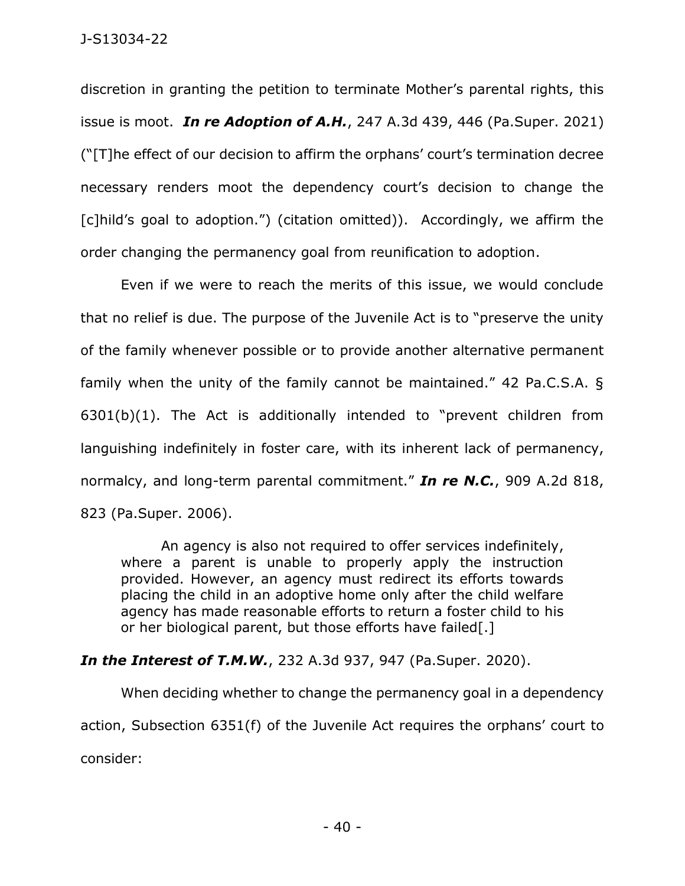discretion in granting the petition to terminate Mother's parental rights, this issue is moot. ***In re Adoption of A.H.***, 247 A.3d 439, 446 (Pa.Super. 2021) ("[T]he effect of our decision to affirm the orphans' court's termination decree necessary renders moot the dependency court's decision to change the [c]hild's goal to adoption.") (citation omitted)). Accordingly, we affirm the order changing the permanency goal from reunification to adoption.

Even if we were to reach the merits of this issue, we would conclude that no relief is due. The purpose of the Juvenile Act is to "preserve the unity of the family whenever possible or to provide another alternative permanent family when the unity of the family cannot be maintained." 42 Pa.C.S.A. § 6301(b)(1). The Act is additionally intended to "prevent children from languishing indefinitely in foster care, with its inherent lack of permanency, normalcy, and long-term parental commitment." ***In re N.C.***, 909 A.2d 818, 823 (Pa.Super. 2006).

> An agency is also not required to offer services indefinitely, where a parent is unable to properly apply the instruction provided. However, an agency must redirect its efforts towards placing the child in an adoptive home only after the child welfare agency has made reasonable efforts to return a foster child to his or her biological parent, but those efforts have failed[.]

***In the Interest of T.M.W.***, 232 A.3d 937, 947 (Pa.Super. 2020).

When deciding whether to change the permanency goal in a dependency action, Subsection 6351(f) of the Juvenile Act requires the orphans' court to consider: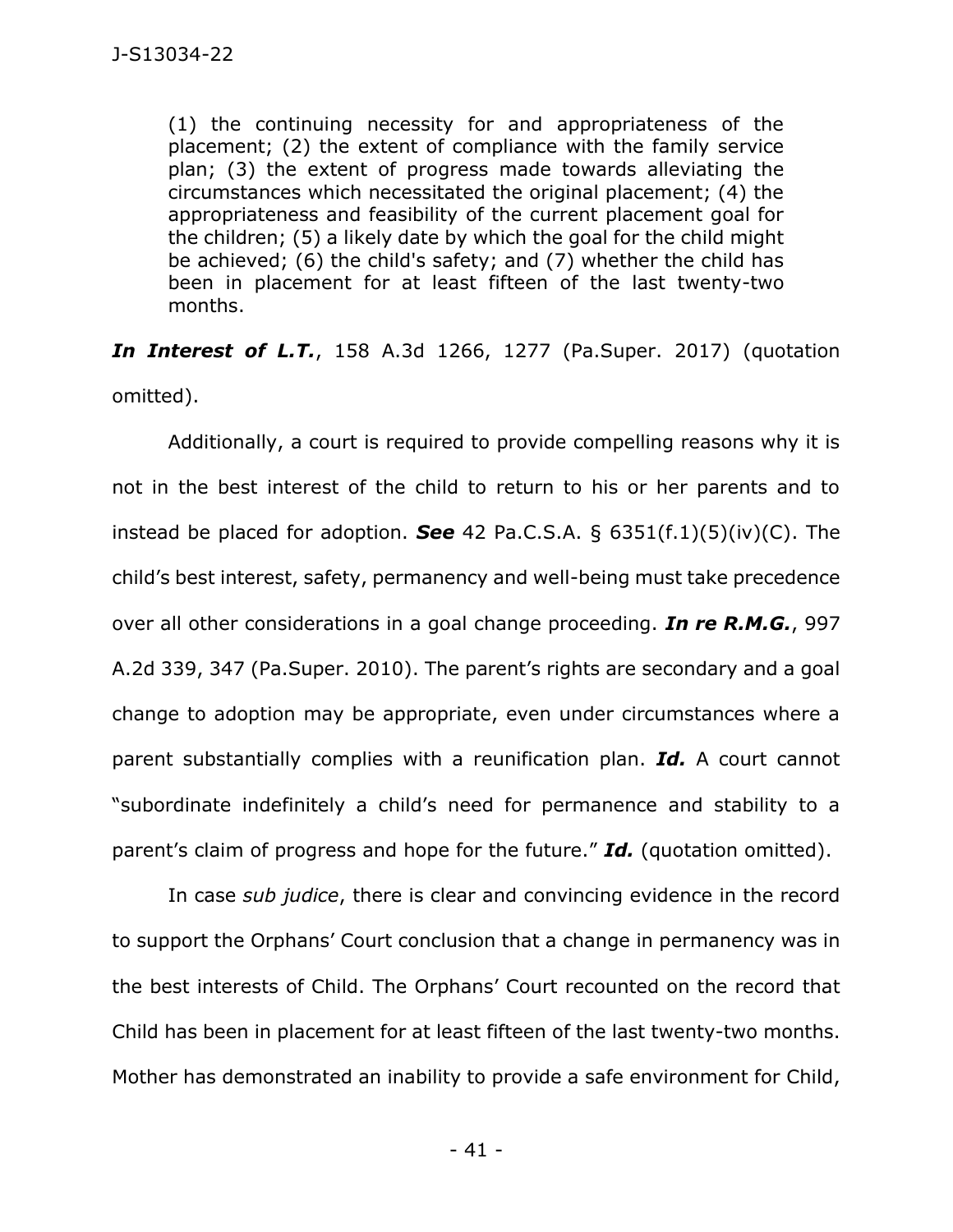(1) the continuing necessity for and appropriateness of the placement; (2) the extent of compliance with the family service plan; (3) the extent of progress made towards alleviating the circumstances which necessitated the original placement; (4) the appropriateness and feasibility of the current placement goal for the children; (5) a likely date by which the goal for the child might be achieved; (6) the child's safety; and (7) whether the child has been in placement for at least fifteen of the last twenty-two months.

***In Interest of L.T.***, 158 A.3d 1266, 1277 (Pa.Super. 2017) (quotation omitted).

Additionally, a court is required to provide compelling reasons why it is not in the best interest of the child to return to his or her parents and to instead be placed for adoption. ***See*** 42 Pa.C.S.A. § 6351(f.1)(5)(iv)(C). The child's best interest, safety, permanency and well-being must take precedence over all other considerations in a goal change proceeding. ***In re R.M.G.***, 997 A.2d 339, 347 (Pa.Super. 2010). The parent's rights are secondary and a goal change to adoption may be appropriate, even under circumstances where a parent substantially complies with a reunification plan. ***Id.*** A court cannot "subordinate indefinitely a child's need for permanence and stability to a parent's claim of progress and hope for the future." ***Id.*** (quotation omitted).

In case *sub judice*, there is clear and convincing evidence in the record to support the Orphans' Court conclusion that a change in permanency was in the best interests of Child. The Orphans' Court recounted on the record that Child has been in placement for at least fifteen of the last twenty-two months. Mother has demonstrated an inability to provide a safe environment for Child,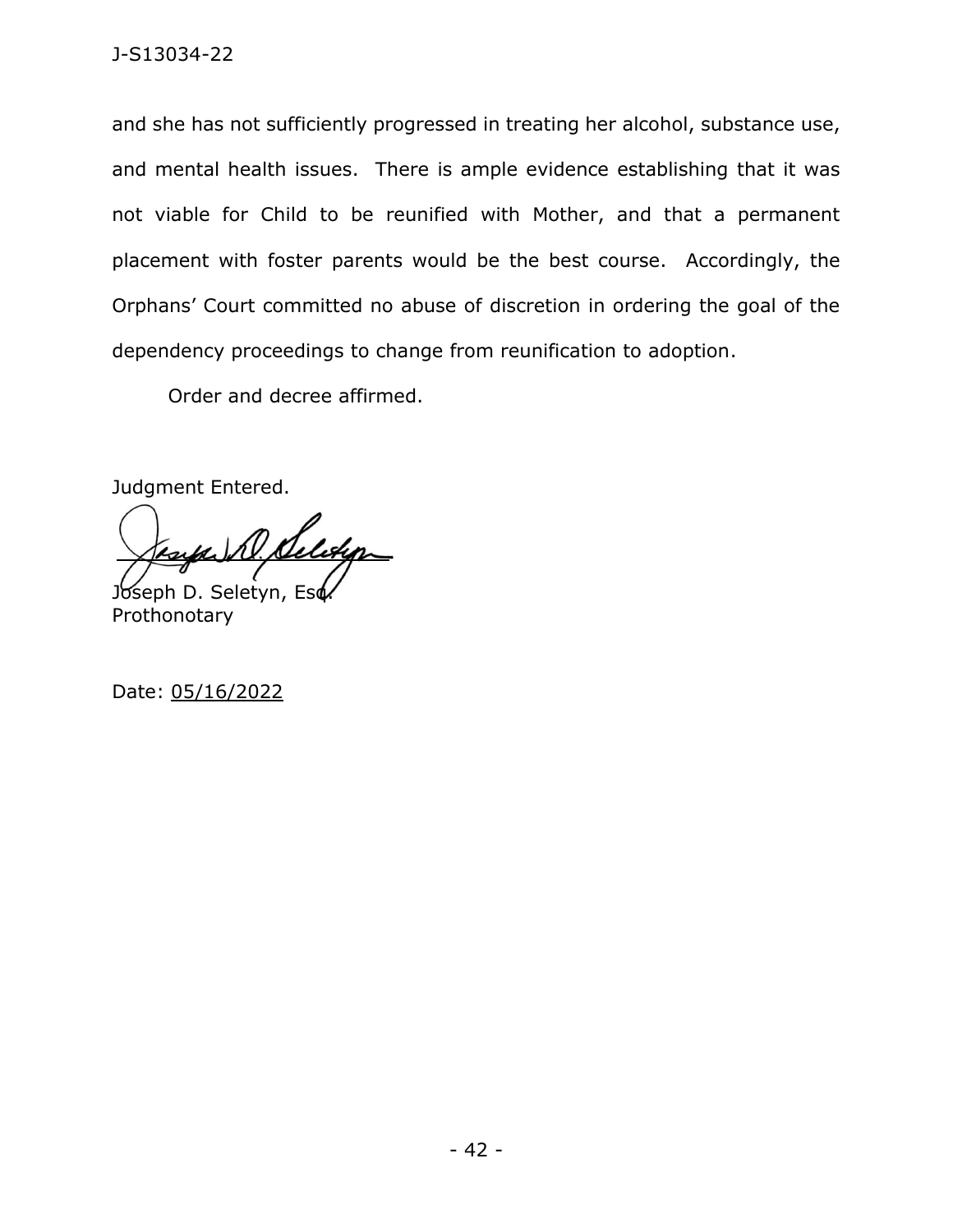and she has not sufficiently progressed in treating her alcohol, substance use, and mental health issues. There is ample evidence establishing that it was not viable for Child to be reunified with Mother, and that a permanent placement with foster parents would be the best course. Accordingly, the Orphans' Court committed no abuse of discretion in ordering the goal of the dependency proceedings to change from reunification to adoption.

Order and decree affirmed.

Judgment Entered.

Joseph D. Seletyn, Esq.
Prothonotary

Date: 05/16/2022